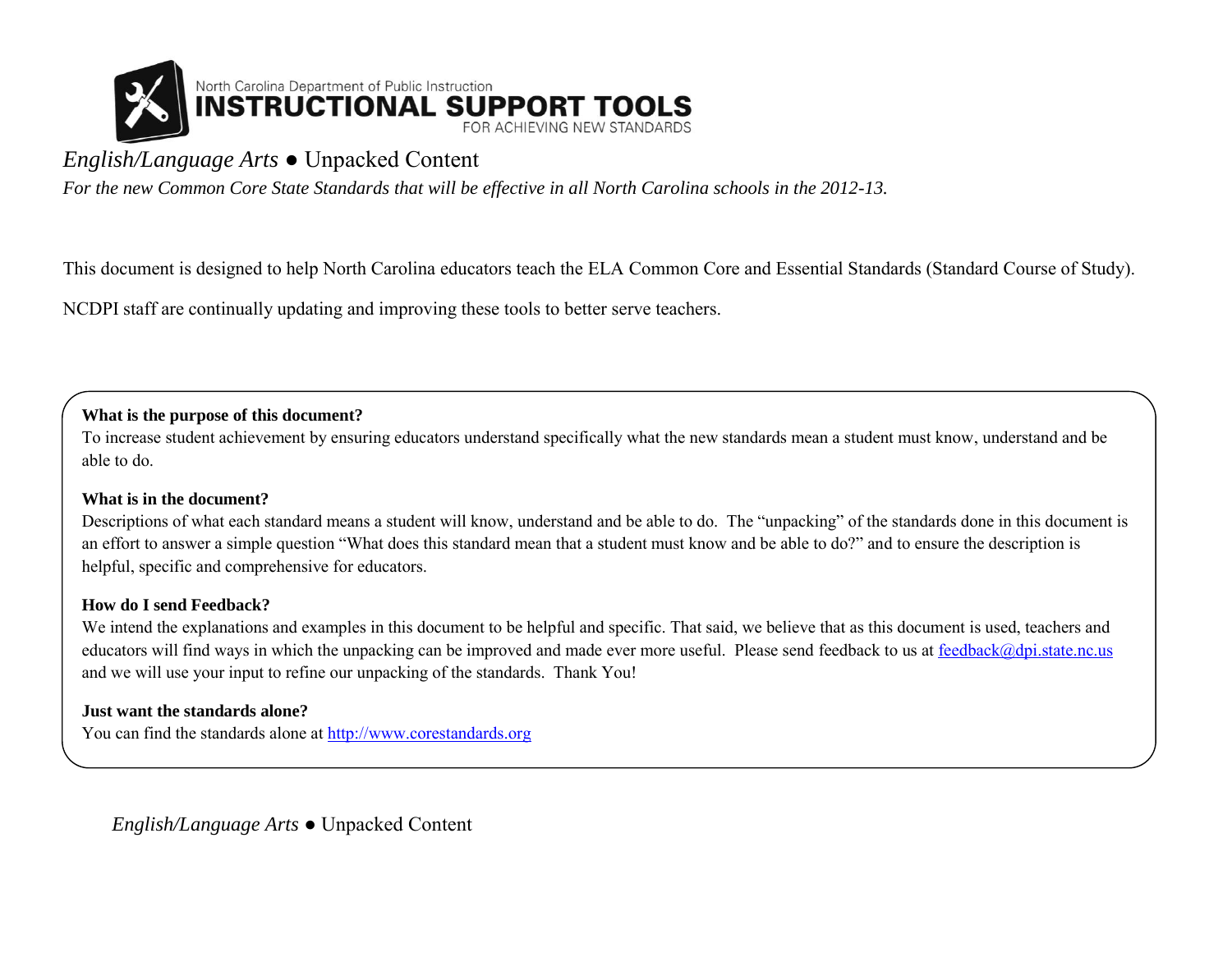North Carolina Department of Public Instruction
# INSTRUCTIONAL SUPPORT TOOLS
FOR ACHIEVING NEW STANDARDS

*English/Language Arts* ● Unpacked Content

*For the new Common Core State Standards that will be effective in all North Carolina schools in the 2012-13.*

This document is designed to help North Carolina educators teach the ELA Common Core and Essential Standards (Standard Course of Study).

NCDPI staff are continually updating and improving these tools to better serve teachers.

**What is the purpose of this document?**

To increase student achievement by ensuring educators understand specifically what the new standards mean a student must know, understand and be able to do.

**What is in the document?**

Descriptions of what each standard means a student will know, understand and be able to do. The "unpacking" of the standards done in this document is an effort to answer a simple question "What does this standard mean that a student must know and be able to do?" and to ensure the description is helpful, specific and comprehensive for educators.

**How do I send Feedback?**

We intend the explanations and examples in this document to be helpful and specific. That said, we believe that as this document is used, teachers and educators will find ways in which the unpacking can be improved and made ever more useful. Please send feedback to us at feedback@dpi.state.nc.us and we will use your input to refine our unpacking of the standards. Thank You!

**Just want the standards alone?**

You can find the standards alone at http://www.corestandards.org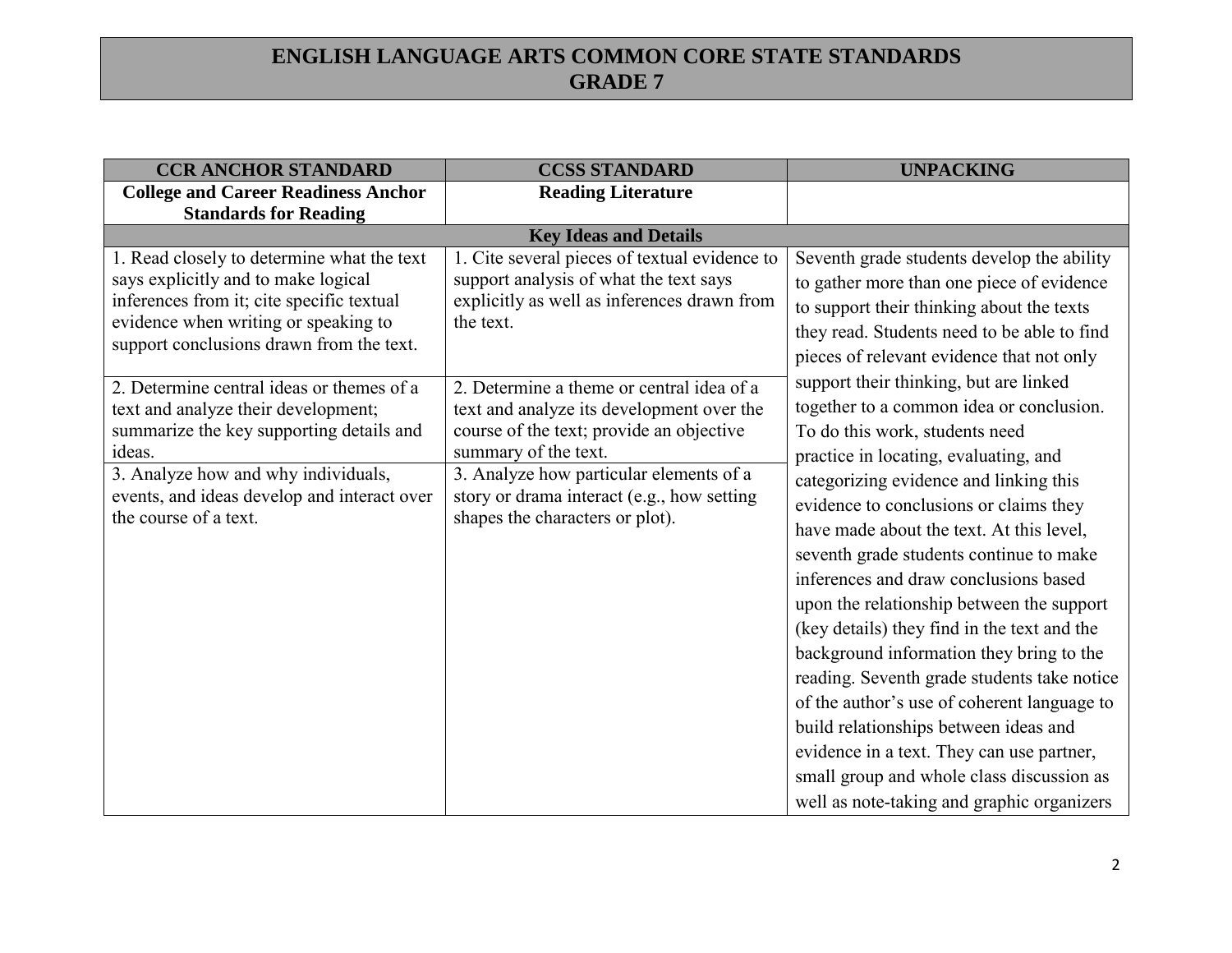# ENGLISH LANGUAGE ARTS COMMON CORE STATE STANDARDS
# GRADE 7

| CCR ANCHOR STANDARD | CCSS STANDARD | UNPACKING |
|---|---|---|
| **College and Career Readiness Anchor Standards for Reading** | **Reading Literature** | |
| **Key Ideas and Details** | | |
| 1. Read closely to determine what the text says explicitly and to make logical inferences from it; cite specific textual evidence when writing or speaking to support conclusions drawn from the text. | 1. Cite several pieces of textual evidence to support analysis of what the text says explicitly as well as inferences drawn from the text. | Seventh grade students develop the ability to gather more than one piece of evidence to support their thinking about the texts they read. Students need to be able to find pieces of relevant evidence that not only support their thinking, but are linked together to a common idea or conclusion. To do this work, students need practice in locating, evaluating, and categorizing evidence and linking this evidence to conclusions or claims they have made about the text. At this level, seventh grade students continue to make inferences and draw conclusions based upon the relationship between the support (key details) they find in the text and the background information they bring to the reading. Seventh grade students take notice of the author's use of coherent language to build relationships between ideas and evidence in a text. They can use partner, small group and whole class discussion as well as note-taking and graphic organizers |
| 2. Determine central ideas or themes of a text and analyze their development; summarize the key supporting details and ideas. | 2. Determine a theme or central idea of a text and analyze its development over the course of the text; provide an objective summary of the text. | |
| 3. Analyze how and why individuals, events, and ideas develop and interact over the course of a text. | 3. Analyze how particular elements of a story or drama interact (e.g., how setting shapes the characters or plot). | |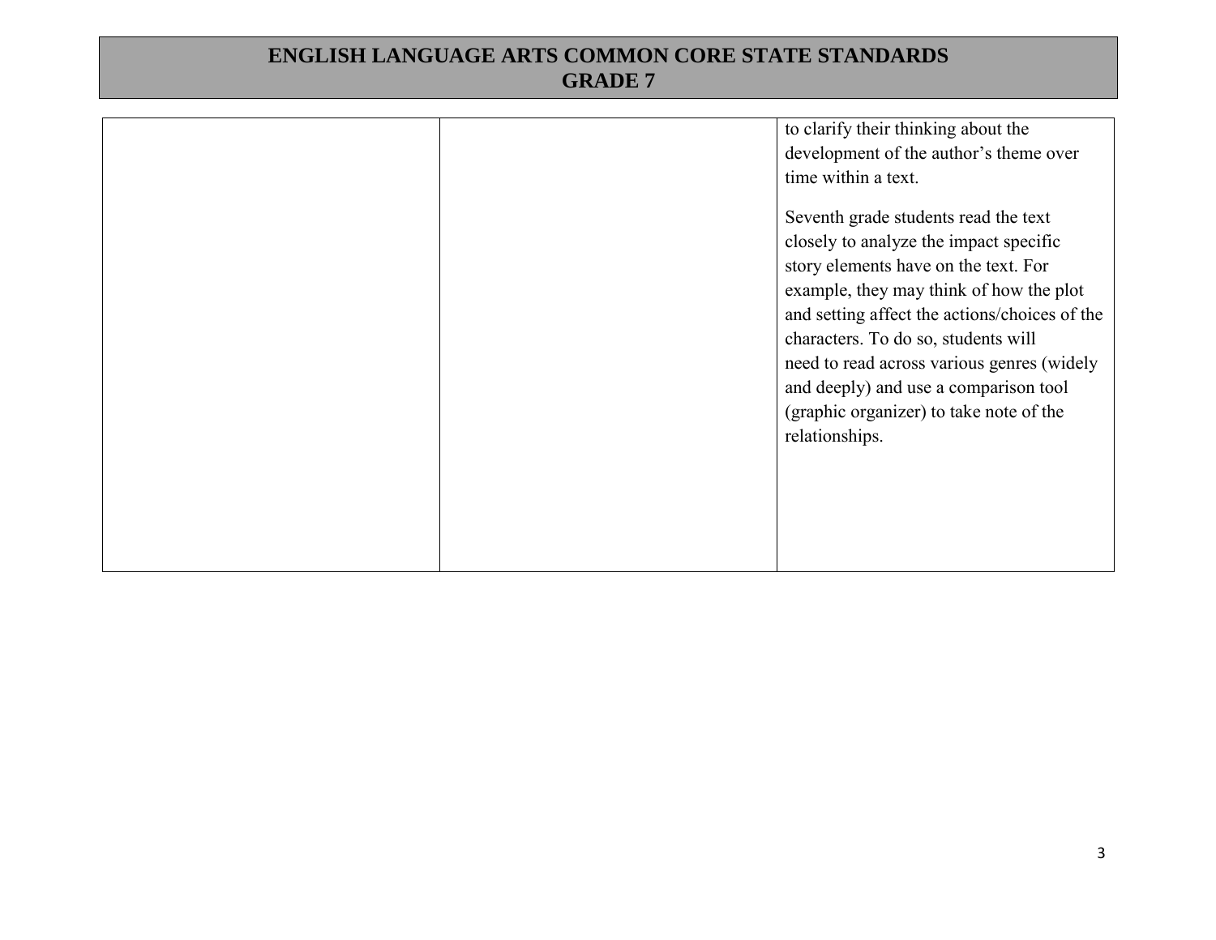|  |  |  |
| --- | --- | --- |
|  |  | to clarify their thinking about the development of the author's theme over time within a text.<br><br>Seventh grade students read the text closely to analyze the impact specific story elements have on the text. For example, they may think of how the plot and setting affect the actions/choices of the characters. To do so, students will need to read across various genres (widely and deeply) and use a comparison tool (graphic organizer) to take note of the relationships. |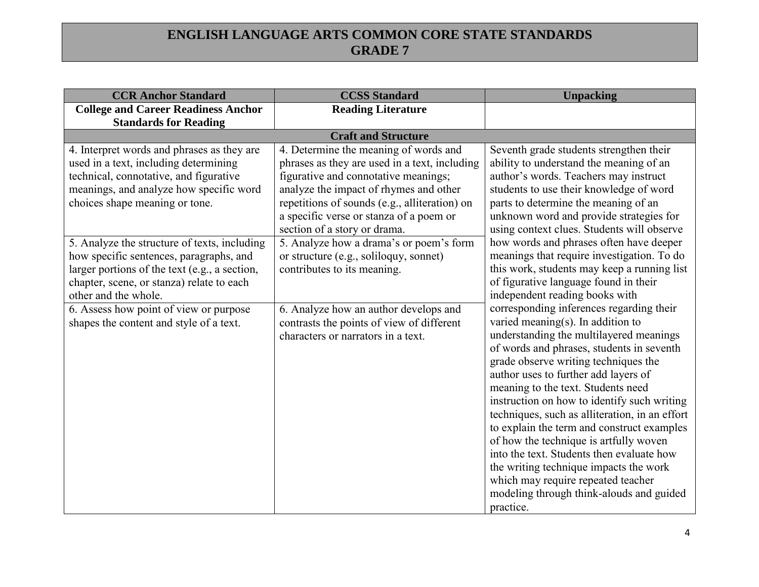# ENGLISH LANGUAGE ARTS COMMON CORE STATE STANDARDS
## GRADE 7

| CCR Anchor Standard | CCSS Standard | Unpacking |
|---|---|---|
| **College and Career Readiness Anchor Standards for Reading** | **Reading Literature** | |
| | **Craft and Structure** | |
| 4. Interpret words and phrases as they are used in a text, including determining technical, connotative, and figurative meanings, and analyze how specific word choices shape meaning or tone. | 4. Determine the meaning of words and phrases as they are used in a text, including figurative and connotative meanings; analyze the impact of rhymes and other repetitions of sounds (e.g., alliteration) on a specific verse or stanza of a poem or section of a story or drama. | Seventh grade students strengthen their ability to understand the meaning of an author's words. Teachers may instruct students to use their knowledge of word parts to determine the meaning of an unknown word and provide strategies for using context clues. Students will observe how words and phrases often have deeper meanings that require investigation. To do this work, students may keep a running list of figurative language found in their independent reading books with corresponding inferences regarding their varied meaning(s). In addition to understanding the multilayered meanings of words and phrases, students in seventh grade observe writing techniques the author uses to further add layers of meaning to the text. Students need instruction on how to identify such writing techniques, such as alliteration, in an effort to explain the term and construct examples of how the technique is artfully woven into the text. Students then evaluate how the writing technique impacts the work which may require repeated teacher modeling through think-alouds and guided practice. |
| 5. Analyze the structure of texts, including how specific sentences, paragraphs, and larger portions of the text (e.g., a section, chapter, scene, or stanza) relate to each other and the whole. | 5. Analyze how a drama's or poem's form or structure (e.g., soliloquy, sonnet) contributes to its meaning. | |
| 6. Assess how point of view or purpose shapes the content and style of a text. | 6. Analyze how an author develops and contrasts the points of view of different characters or narrators in a text. | |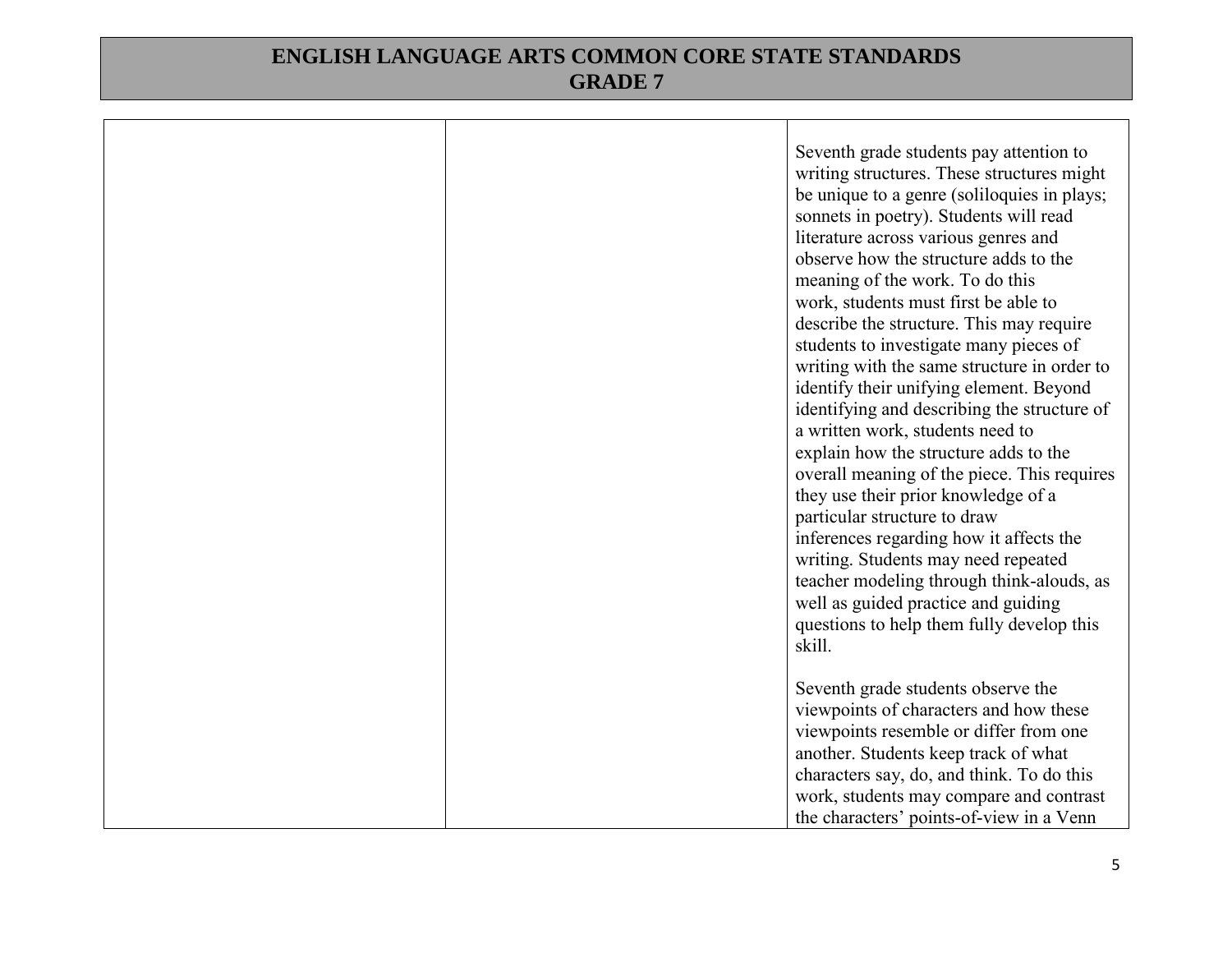# ENGLISH LANGUAGE ARTS COMMON CORE STATE STANDARDS
## GRADE 7

| | | |
|---|---|---|
| | | Seventh grade students pay attention to writing structures. These structures might be unique to a genre (soliloquies in plays; sonnets in poetry). Students will read literature across various genres and observe how the structure adds to the meaning of the work. To do this work, students must first be able to describe the structure. This may require students to investigate many pieces of writing with the same structure in order to identify their unifying element. Beyond identifying and describing the structure of a written work, students need to explain how the structure adds to the overall meaning of the piece. This requires they use their prior knowledge of a particular structure to draw inferences regarding how it affects the writing. Students may need repeated teacher modeling through think-alouds, as well as guided practice and guiding questions to help them fully develop this skill.<br><br>Seventh grade students observe the viewpoints of characters and how these viewpoints resemble or differ from one another. Students keep track of what characters say, do, and think. To do this work, students may compare and contrast the characters' points-of-view in a Venn |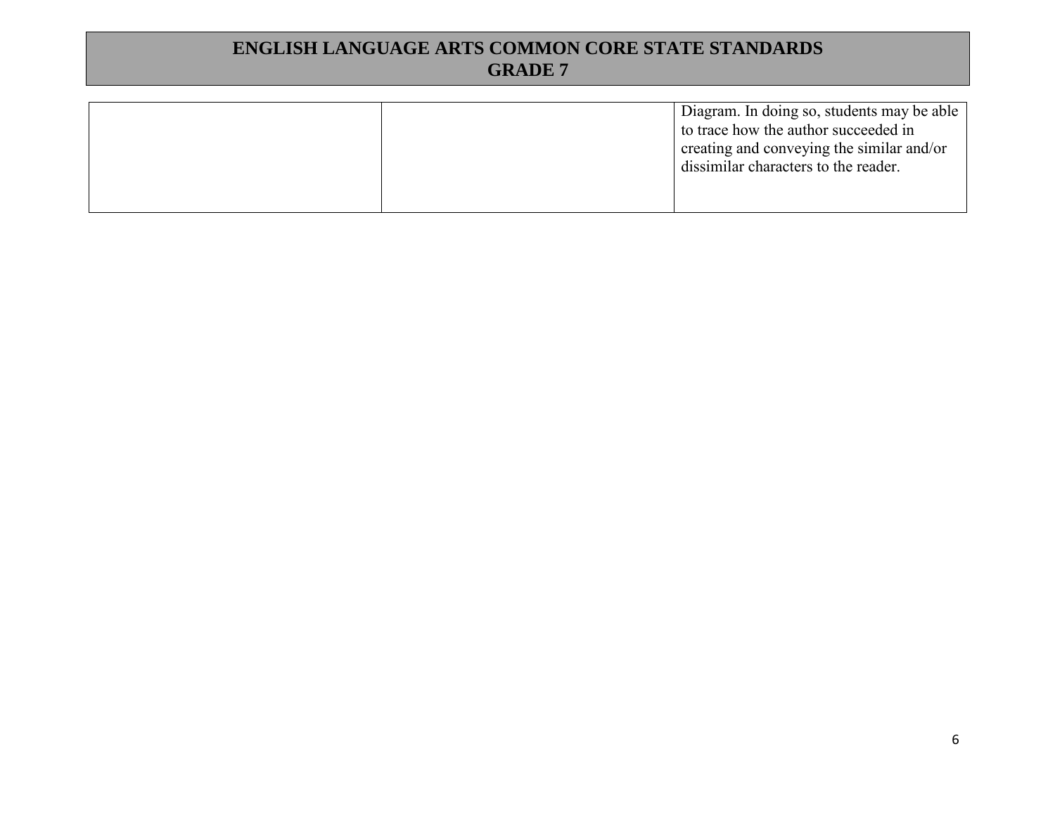| | | |
|---|---|---|
| | | Diagram. In doing so, students may be able to trace how the author succeeded in creating and conveying the similar and/or dissimilar characters to the reader. |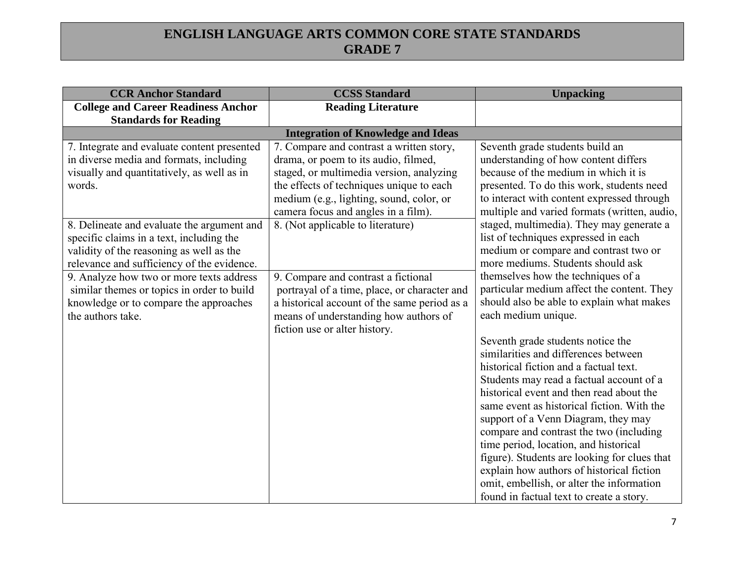# ENGLISH LANGUAGE ARTS COMMON CORE STATE STANDARDS
## GRADE 7

| CCR Anchor Standard | CCSS Standard | Unpacking |
|---|---|---|
| **College and Career Readiness Anchor Standards for Reading** | **Reading Literature** | |
| **Integration of Knowledge and Ideas** | | |
| 7. Integrate and evaluate content presented in diverse media and formats, including visually and quantitatively, as well as in words. | 7. Compare and contrast a written story, drama, or poem to its audio, filmed, staged, or multimedia version, analyzing the effects of techniques unique to each medium (e.g., lighting, sound, color, or camera focus and angles in a film). | Seventh grade students build an understanding of how content differs because of the medium in which it is presented. To do this work, students need to interact with content expressed through multiple and varied formats (written, audio, staged, multimedia). They may generate a list of techniques expressed in each medium or compare and contrast two or more mediums. Students should ask themselves how the techniques of a particular medium affect the content. They should also be able to explain what makes each medium unique. |
| 8. Delineate and evaluate the argument and specific claims in a text, including the validity of the reasoning as well as the relevance and sufficiency of the evidence. | 8. (Not applicable to literature) | |
| 9. Analyze how two or more texts address similar themes or topics in order to build knowledge or to compare the approaches the authors take. | 9. Compare and contrast a fictional portrayal of a time, place, or character and a historical account of the same period as a means of understanding how authors of fiction use or alter history. | Seventh grade students notice the similarities and differences between historical fiction and a factual text. Students may read a factual account of a historical event and then read about the same event as historical fiction. With the support of a Venn Diagram, they may compare and contrast the two (including time period, location, and historical figure). Students are looking for clues that explain how authors of historical fiction omit, embellish, or alter the information found in factual text to create a story. |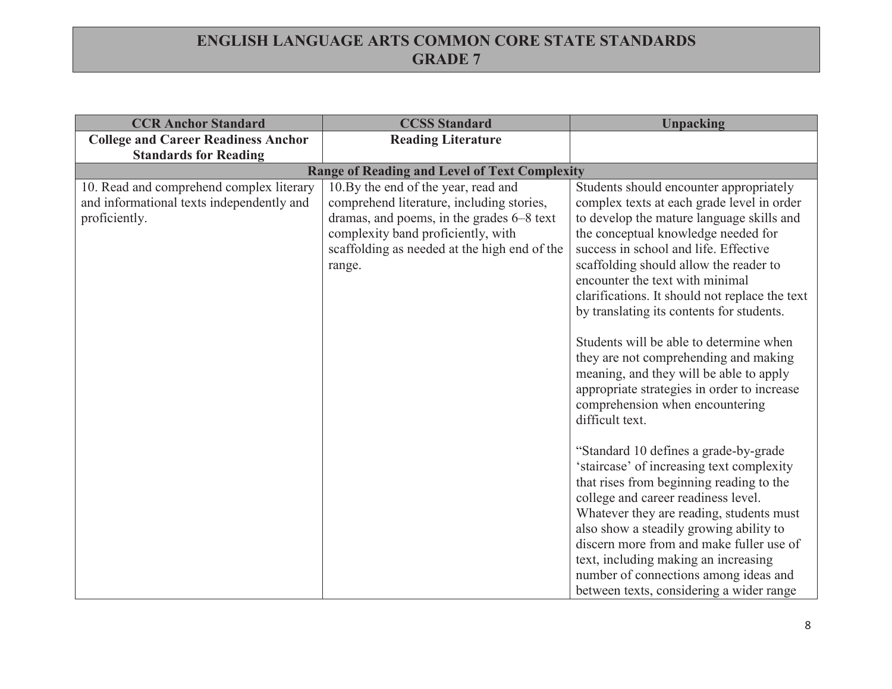# ENGLISH LANGUAGE ARTS COMMON CORE STATE STANDARDS
## GRADE 7

| CCR Anchor Standard | CCSS Standard | Unpacking |
|---|---|---|
| **College and Career Readiness Anchor Standards for Reading** | **Reading Literature** | |
| **Range of Reading and Level of Text Complexity** | | |
| 10. Read and comprehend complex literary and informational texts independently and proficiently. | 10.By the end of the year, read and comprehend literature, including stories, dramas, and poems, in the grades 6–8 text complexity band proficiently, with scaffolding as needed at the high end of the range. | Students should encounter appropriately complex texts at each grade level in order to develop the mature language skills and the conceptual knowledge needed for success in school and life. Effective scaffolding should allow the reader to encounter the text with minimal clarifications. It should not replace the text by translating its contents for students.<br><br>Students will be able to determine when they are not comprehending and making meaning, and they will be able to apply appropriate strategies in order to increase comprehension when encountering difficult text.<br><br>"Standard 10 defines a grade-by-grade 'staircase' of increasing text complexity that rises from beginning reading to the college and career readiness level. Whatever they are reading, students must also show a steadily growing ability to discern more from and make fuller use of text, including making an increasing number of connections among ideas and between texts, considering a wider range |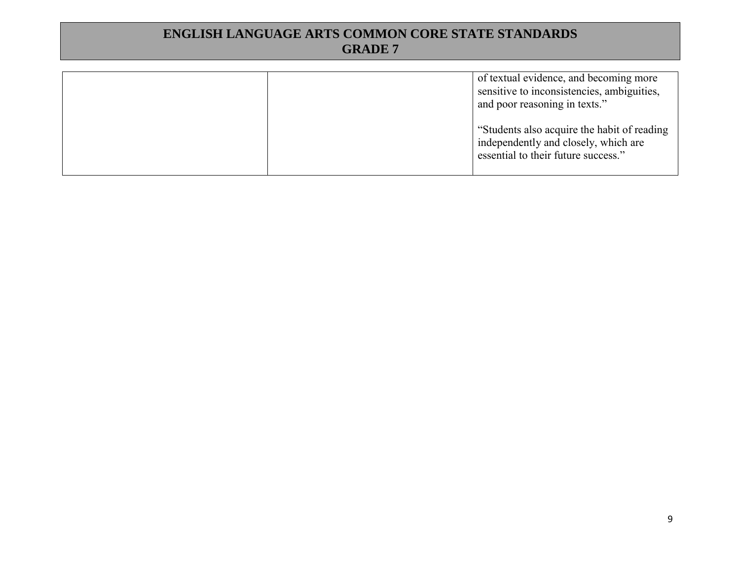|  |  | of textual evidence, and becoming more sensitive to inconsistencies, ambiguities, and poor reasoning in texts."<br><br>"Students also acquire the habit of reading independently and closely, which are essential to their future success." |
|---|---|---|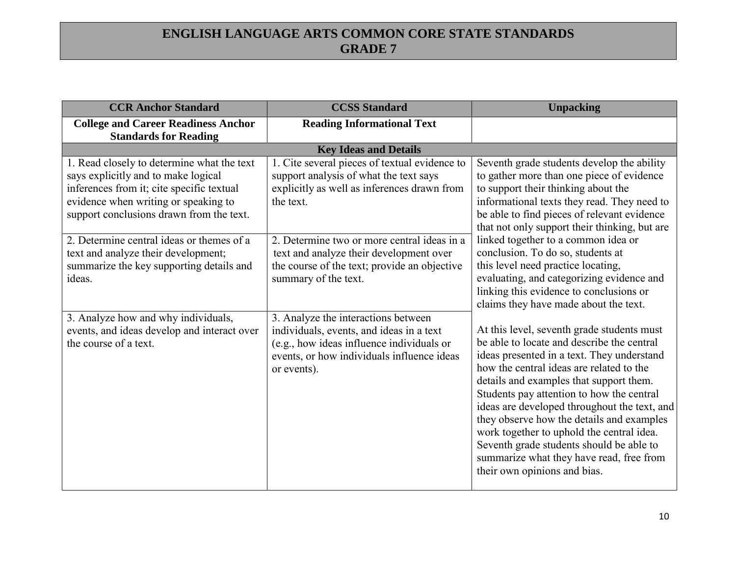# ENGLISH LANGUAGE ARTS COMMON CORE STATE STANDARDS
## GRADE 7

| CCR Anchor Standard | CCSS Standard | Unpacking |
|---|---|---|
| **College and Career Readiness Anchor Standards for Reading** | **Reading Informational Text** | |
| **Key Ideas and Details** | | |
| 1. Read closely to determine what the text says explicitly and to make logical inferences from it; cite specific textual evidence when writing or speaking to support conclusions drawn from the text. | 1. Cite several pieces of textual evidence to support analysis of what the text says explicitly as well as inferences drawn from the text. | Seventh grade students develop the ability to gather more than one piece of evidence to support their thinking about the informational texts they read. They need to be able to find pieces of relevant evidence that not only support their thinking, but are linked together to a common idea or conclusion. To do so, students at this level need practice locating, evaluating, and categorizing evidence and linking this evidence to conclusions or claims they have made about the text.<br><br>At this level, seventh grade students must be able to locate and describe the central ideas presented in a text. They understand how the central ideas are related to the details and examples that support them. Students pay attention to how the central ideas are developed throughout the text, and they observe how the details and examples work together to uphold the central idea. Seventh grade students should be able to summarize what they have read, free from their own opinions and bias. |
| 2. Determine central ideas or themes of a text and analyze their development; summarize the key supporting details and ideas. | 2. Determine two or more central ideas in a text and analyze their development over the course of the text; provide an objective summary of the text. | |
| 3. Analyze how and why individuals, events, and ideas develop and interact over the course of a text. | 3. Analyze the interactions between individuals, events, and ideas in a text (e.g., how ideas influence individuals or events, or how individuals influence ideas or events). | |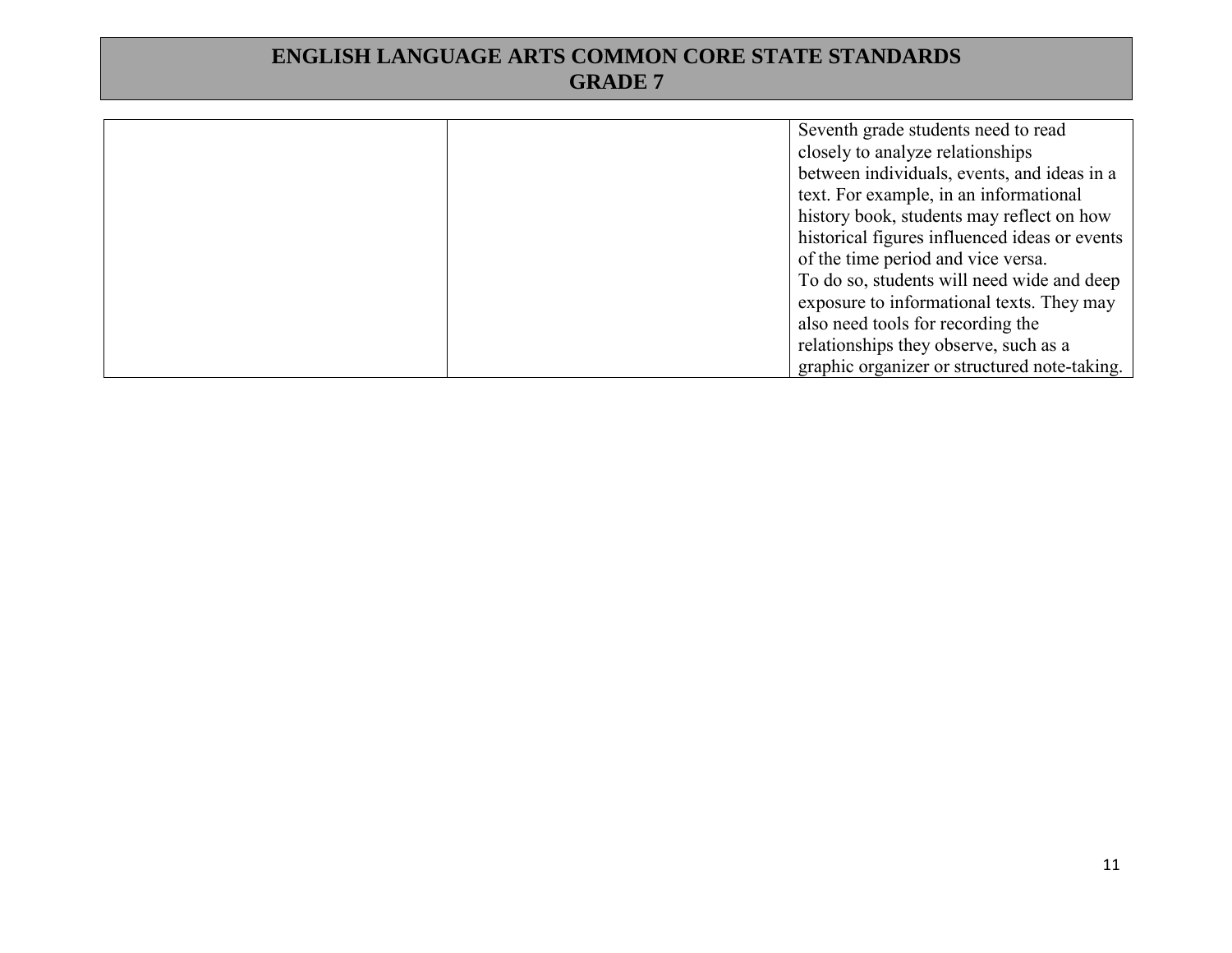# ENGLISH LANGUAGE ARTS COMMON CORE STATE STANDARDS
## GRADE 7

| | | |
|---|---|---|
| | | Seventh grade students need to read closely to analyze relationships between individuals, events, and ideas in a text. For example, in an informational history book, students may reflect on how historical figures influenced ideas or events of the time period and vice versa. To do so, students will need wide and deep exposure to informational texts. They may also need tools for recording the relationships they observe, such as a graphic organizer or structured note-taking. |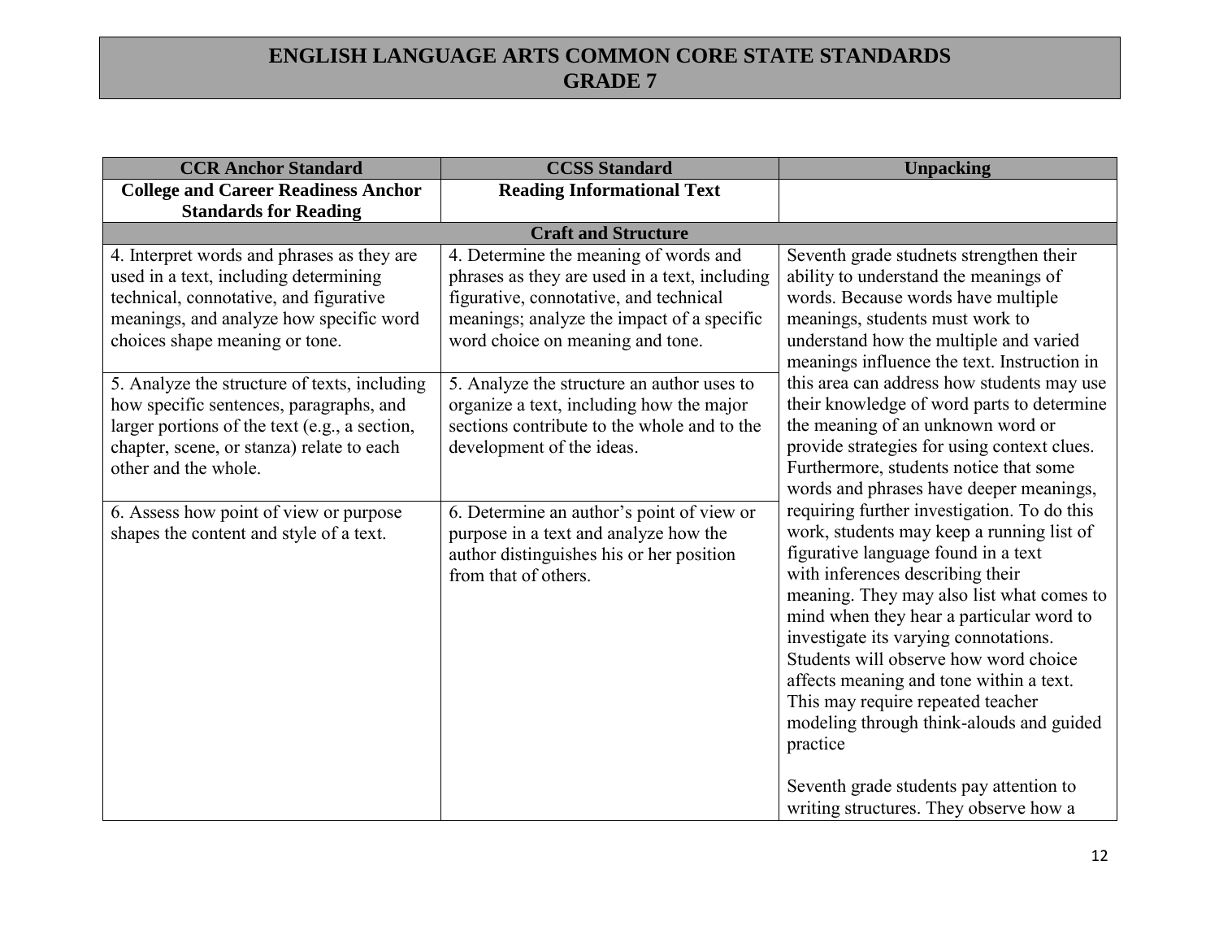# ENGLISH LANGUAGE ARTS COMMON CORE STATE STANDARDS
# GRADE 7

| CCR Anchor Standard | CCSS Standard | Unpacking |
|---|---|---|
| **College and Career Readiness Anchor Standards for Reading** | **Reading Informational Text** | |
| **Craft and Structure** | | |
| 4. Interpret words and phrases as they are used in a text, including determining technical, connotative, and figurative meanings, and analyze how specific word choices shape meaning or tone. | 4. Determine the meaning of words and phrases as they are used in a text, including figurative, connotative, and technical meanings; analyze the impact of a specific word choice on meaning and tone. | Seventh grade studnets strengthen their ability to understand the meanings of words. Because words have multiple meanings, students must work to understand how the multiple and varied meanings influence the text. Instruction in this area can address how students may use their knowledge of word parts to determine the meaning of an unknown word or provide strategies for using context clues. Furthermore, students notice that some words and phrases have deeper meanings, requiring further investigation. To do this work, students may keep a running list of figurative language found in a text with inferences describing their meaning. They may also list what comes to mind when they hear a particular word to investigate its varying connotations. Students will observe how word choice affects meaning and tone within a text. This may require repeated teacher modeling through think-alouds and guided practice<br><br>Seventh grade students pay attention to writing structures. They observe how a |
| 5. Analyze the structure of texts, including how specific sentences, paragraphs, and larger portions of the text (e.g., a section, chapter, scene, or stanza) relate to each other and the whole. | 5. Analyze the structure an author uses to organize a text, including how the major sections contribute to the whole and to the development of the ideas. | |
| 6. Assess how point of view or purpose shapes the content and style of a text. | 6. Determine an author's point of view or purpose in a text and analyze how the author distinguishes his or her position from that of others. | |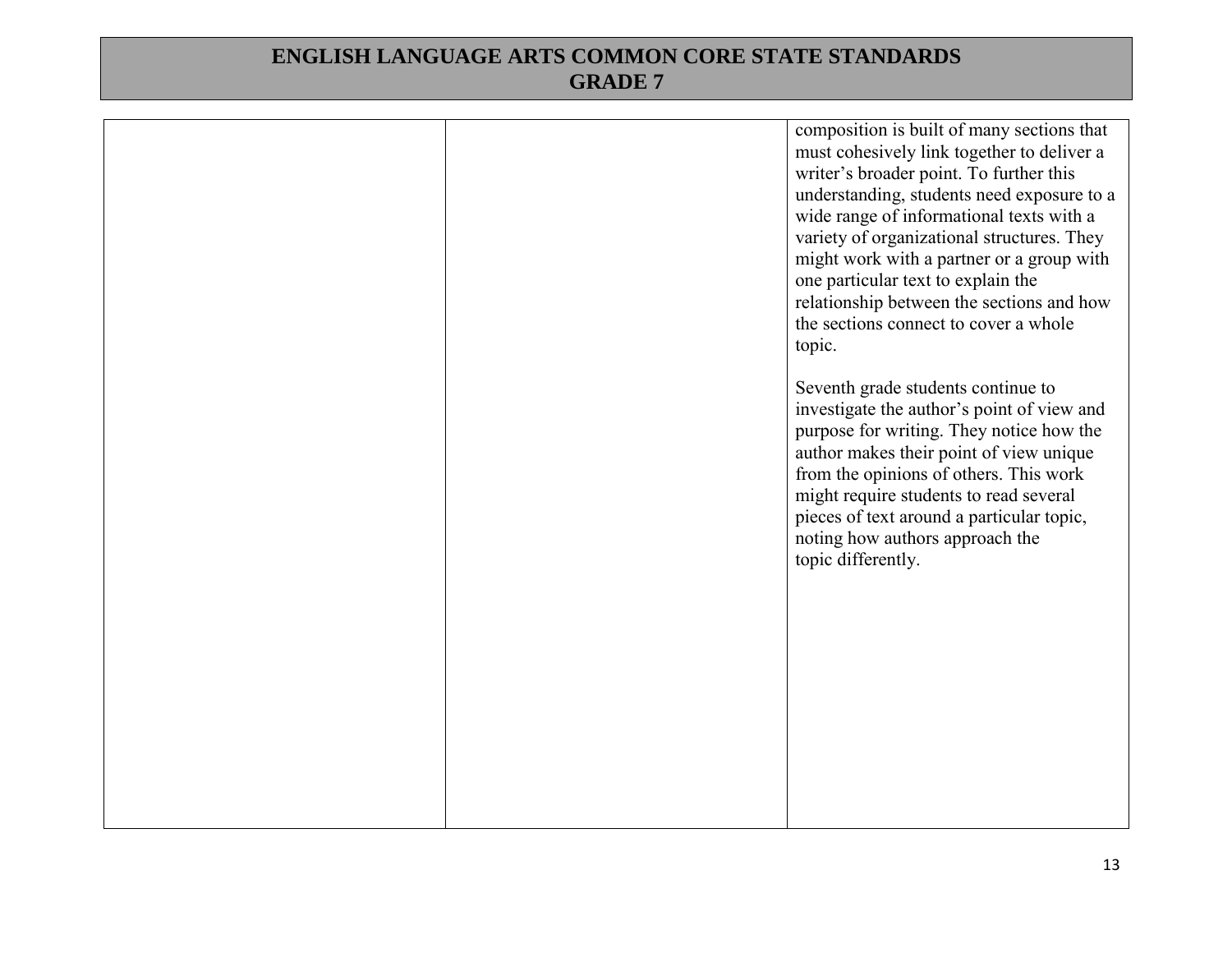| | | |
|---|---|---|
| | | composition is built of many sections that must cohesively link together to deliver a writer's broader point. To further this understanding, students need exposure to a wide range of informational texts with a variety of organizational structures. They might work with a partner or a group with one particular text to explain the relationship between the sections and how the sections connect to cover a whole topic.<br><br>Seventh grade students continue to investigate the author's point of view and purpose for writing. They notice how the author makes their point of view unique from the opinions of others. This work might require students to read several pieces of text around a particular topic, noting how authors approach the topic differently. |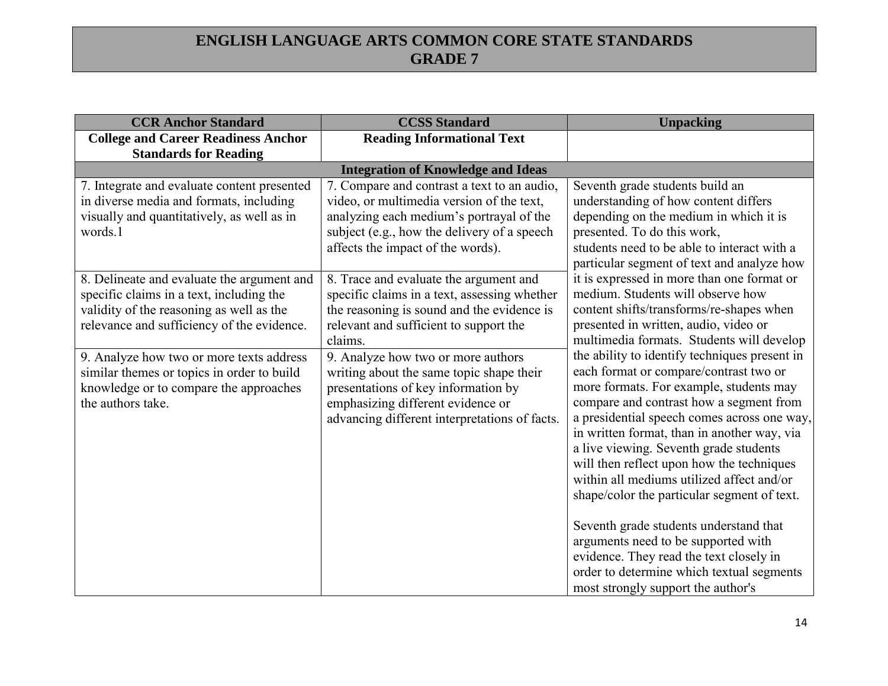# ENGLISH LANGUAGE ARTS COMMON CORE STATE STANDARDS
## GRADE 7

| CCR Anchor Standard | CCSS Standard | Unpacking |
|---|---|---|
| **College and Career Readiness Anchor Standards for Reading** | **Reading Informational Text** | |
| **Integration of Knowledge and Ideas** | | |
| 7. Integrate and evaluate content presented in diverse media and formats, including visually and quantitatively, as well as in words.1 | 7. Compare and contrast a text to an audio, video, or multimedia version of the text, analyzing each medium's portrayal of the subject (e.g., how the delivery of a speech affects the impact of the words). | Seventh grade students build an understanding of how content differs depending on the medium in which it is presented. To do this work, students need to be able to interact with a particular segment of text and analyze how it is expressed in more than one format or medium. Students will observe how content shifts/transforms/re-shapes when presented in written, audio, video or multimedia formats. Students will develop the ability to identify techniques present in each format or compare/contrast two or more formats. For example, students may compare and contrast how a segment from a presidential speech comes across one way, in written format, than in another way, via a live viewing. Seventh grade students will then reflect upon how the techniques within all mediums utilized affect and/or shape/color the particular segment of text.<br><br>Seventh grade students understand that arguments need to be supported with evidence. They read the text closely in order to determine which textual segments most strongly support the author's |
| 8. Delineate and evaluate the argument and specific claims in a text, including the validity of the reasoning as well as the relevance and sufficiency of the evidence. | 8. Trace and evaluate the argument and specific claims in a text, assessing whether the reasoning is sound and the evidence is relevant and sufficient to support the claims. | |
| 9. Analyze how two or more texts address similar themes or topics in order to build knowledge or to compare the approaches the authors take. | 9. Analyze how two or more authors writing about the same topic shape their presentations of key information by emphasizing different evidence or advancing different interpretations of facts. | |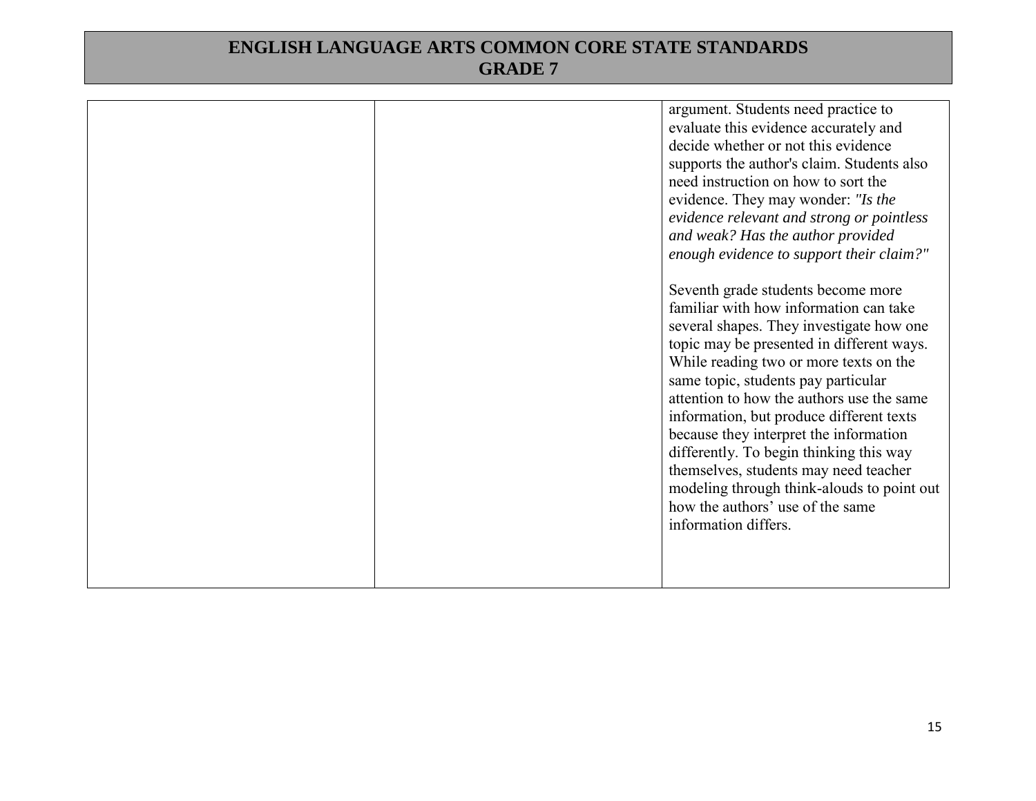| | | |
|---|---|---|
| | | argument. Students need practice to evaluate this evidence accurately and decide whether or not this evidence supports the author's claim. Students also need instruction on how to sort the evidence. They may wonder: *"Is the evidence relevant and strong or pointless and weak? Has the author provided enough evidence to support their claim?"*<br><br>Seventh grade students become more familiar with how information can take several shapes. They investigate how one topic may be presented in different ways. While reading two or more texts on the same topic, students pay particular attention to how the authors use the same information, but produce different texts because they interpret the information differently. To begin thinking this way themselves, students may need teacher modeling through think-alouds to point out how the authors' use of the same information differs. |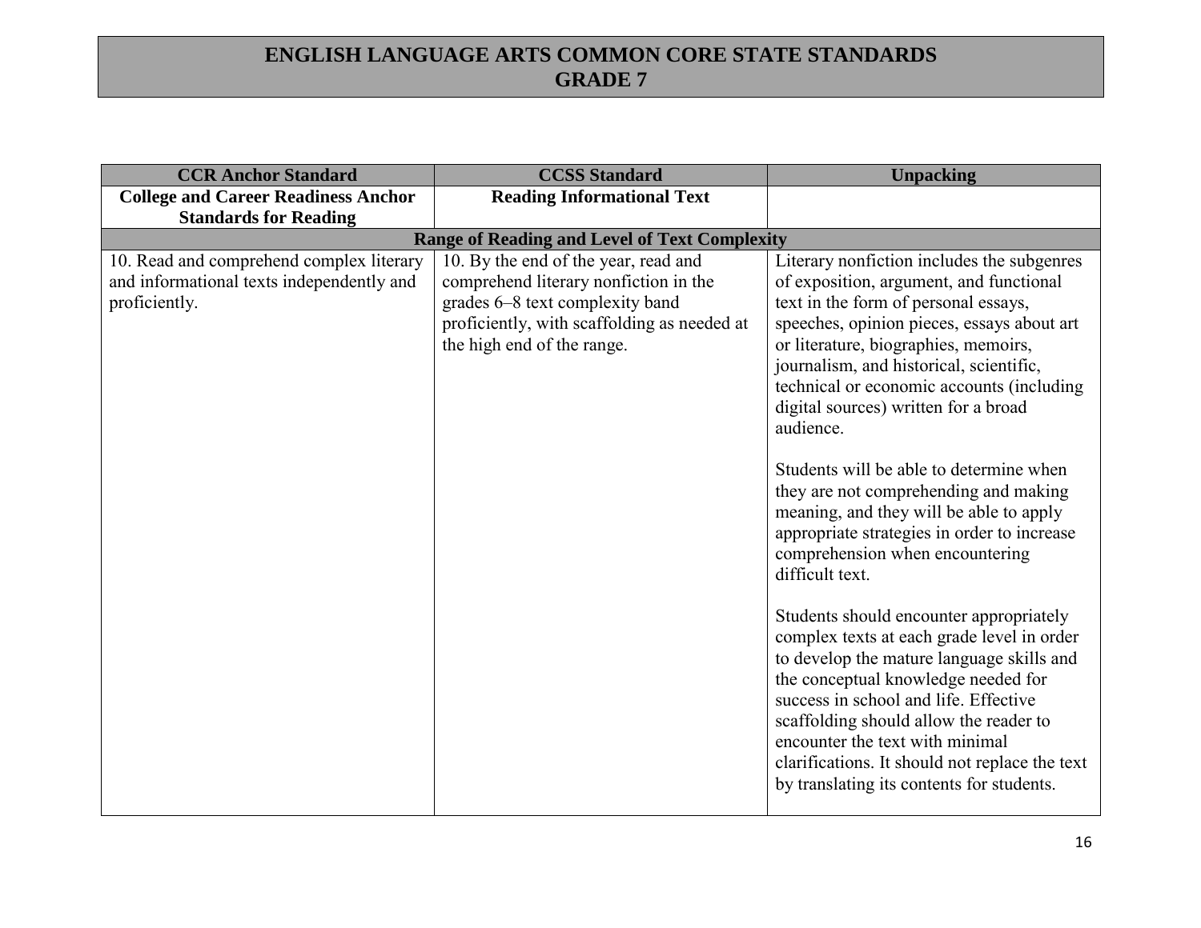# ENGLISH LANGUAGE ARTS COMMON CORE STATE STANDARDS
# GRADE 7

| CCR Anchor Standard | CCSS Standard | Unpacking |
|---|---|---|
| **College and Career Readiness Anchor Standards for Reading** | **Reading Informational Text** | |
| **Range of Reading and Level of Text Complexity** | | |
| 10. Read and comprehend complex literary and informational texts independently and proficiently. | 10. By the end of the year, read and comprehend literary nonfiction in the grades 6–8 text complexity band proficiently, with scaffolding as needed at the high end of the range. | Literary nonfiction includes the subgenres of exposition, argument, and functional text in the form of personal essays, speeches, opinion pieces, essays about art or literature, biographies, memoirs, journalism, and historical, scientific, technical or economic accounts (including digital sources) written for a broad audience.<br><br>Students will be able to determine when they are not comprehending and making meaning, and they will be able to apply appropriate strategies in order to increase comprehension when encountering difficult text.<br><br>Students should encounter appropriately complex texts at each grade level in order to develop the mature language skills and the conceptual knowledge needed for success in school and life. Effective scaffolding should allow the reader to encounter the text with minimal clarifications. It should not replace the text by translating its contents for students. |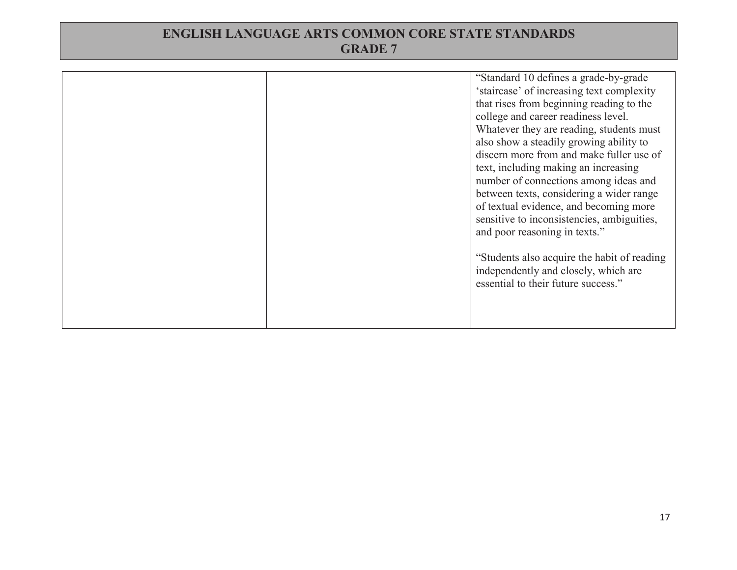# ENGLISH LANGUAGE ARTS COMMON CORE STATE STANDARDS
## GRADE 7

| | | |
|---|---|---|
| | | "Standard 10 defines a grade-by-grade 'staircase' of increasing text complexity that rises from beginning reading to the college and career readiness level. Whatever they are reading, students must also show a steadily growing ability to discern more from and make fuller use of text, including making an increasing number of connections among ideas and between texts, considering a wider range of textual evidence, and becoming more sensitive to inconsistencies, ambiguities, and poor reasoning in texts." <br><br> "Students also acquire the habit of reading independently and closely, which are essential to their future success." |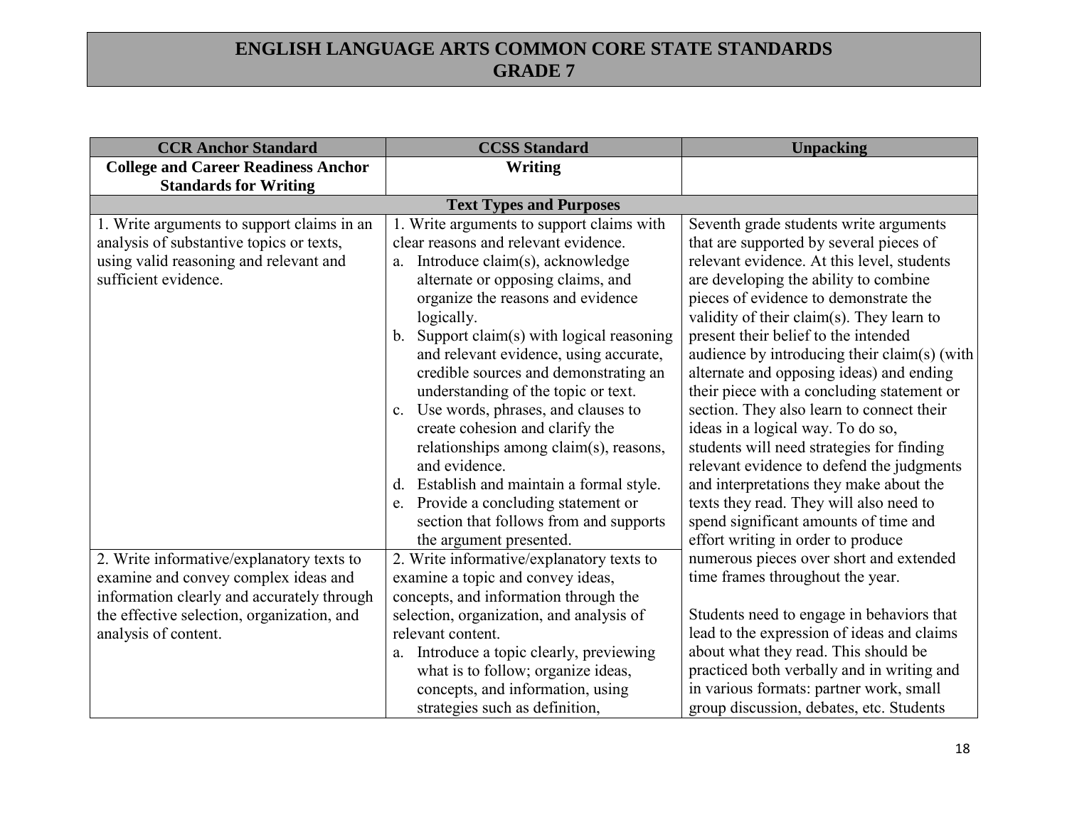# ENGLISH LANGUAGE ARTS COMMON CORE STATE STANDARDS
# GRADE 7

| CCR Anchor Standard | CCSS Standard | Unpacking |
|---|---|---|
| **College and Career Readiness Anchor Standards for Writing** | **Writing** | |
| | **Text Types and Purposes** | |
| 1. Write arguments to support claims in an analysis of substantive topics or texts, using valid reasoning and relevant and sufficient evidence. | 1. Write arguments to support claims with clear reasons and relevant evidence.<br>a. Introduce claim(s), acknowledge alternate or opposing claims, and organize the reasons and evidence logically.<br>b. Support claim(s) with logical reasoning and relevant evidence, using accurate, credible sources and demonstrating an understanding of the topic or text.<br>c. Use words, phrases, and clauses to create cohesion and clarify the relationships among claim(s), reasons, and evidence.<br>d. Establish and maintain a formal style.<br>e. Provide a concluding statement or section that follows from and supports the argument presented. | Seventh grade students write arguments that are supported by several pieces of relevant evidence. At this level, students are developing the ability to combine pieces of evidence to demonstrate the validity of their claim(s). They learn to present their belief to the intended audience by introducing their claim(s) (with alternate and opposing ideas) and ending their piece with a concluding statement or section. They also learn to connect their ideas in a logical way. To do so, students will need strategies for finding relevant evidence to defend the judgments and interpretations they make about the texts they read. They will also need to spend significant amounts of time and effort writing in order to produce numerous pieces over short and extended time frames throughout the year.<br><br>Students need to engage in behaviors that lead to the expression of ideas and claims about what they read. This should be practiced both verbally and in writing and in various formats: partner work, small group discussion, debates, etc. Students |
| 2. Write informative/explanatory texts to examine and convey complex ideas and information clearly and accurately through the effective selection, organization, and analysis of content. | 2. Write informative/explanatory texts to examine a topic and convey ideas, concepts, and information through the selection, organization, and analysis of relevant content.<br>a. Introduce a topic clearly, previewing what is to follow; organize ideas, concepts, and information, using strategies such as definition, | |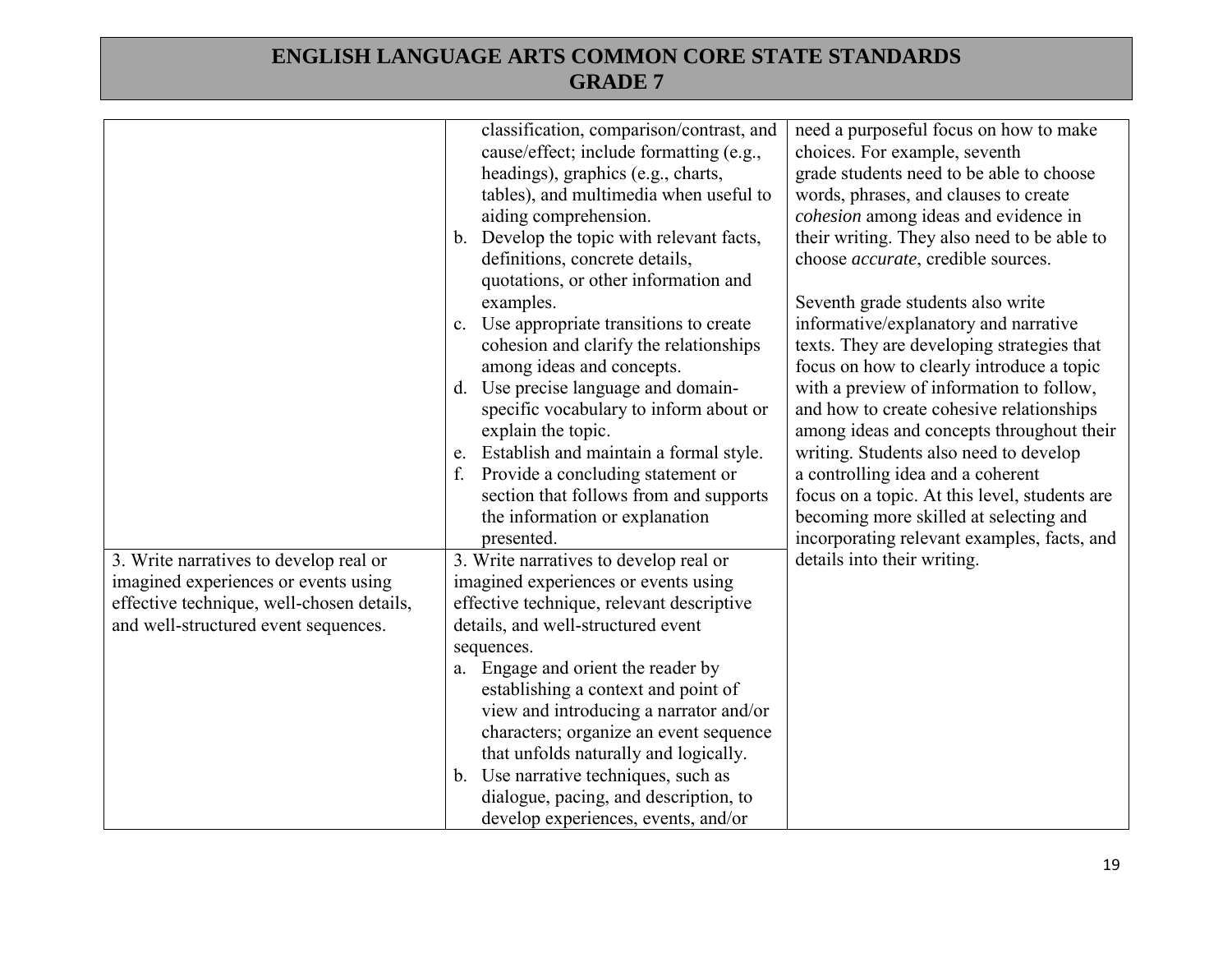# ENGLISH LANGUAGE ARTS COMMON CORE STATE STANDARDS
## GRADE 7

| | | |
|---|---|---|
| | classification, comparison/contrast, and cause/effect; include formatting (e.g., headings), graphics (e.g., charts, tables), and multimedia when useful to aiding comprehension.<br>b. Develop the topic with relevant facts, definitions, concrete details, quotations, or other information and examples.<br>c. Use appropriate transitions to create cohesion and clarify the relationships among ideas and concepts.<br>d. Use precise language and domain-specific vocabulary to inform about or explain the topic.<br>e. Establish and maintain a formal style.<br>f. Provide a concluding statement or section that follows from and supports the information or explanation presented. | need a purposeful focus on how to make choices. For example, seventh grade students need to be able to choose words, phrases, and clauses to create *cohesion* among ideas and evidence in their writing. They also need to be able to choose *accurate*, credible sources.<br><br>Seventh grade students also write informative/explanatory and narrative texts. They are developing strategies that focus on how to clearly introduce a topic with a preview of information to follow, and how to create cohesive relationships among ideas and concepts throughout their writing. Students also need to develop a controlling idea and a coherent focus on a topic. At this level, students are becoming more skilled at selecting and incorporating relevant examples, facts, and details into their writing. |
| 3. Write narratives to develop real or imagined experiences or events using effective technique, well-chosen details, and well-structured event sequences. | 3. Write narratives to develop real or imagined experiences or events using effective technique, relevant descriptive details, and well-structured event sequences.<br>a. Engage and orient the reader by establishing a context and point of view and introducing a narrator and/or characters; organize an event sequence that unfolds naturally and logically.<br>b. Use narrative techniques, such as dialogue, pacing, and description, to develop experiences, events, and/or | |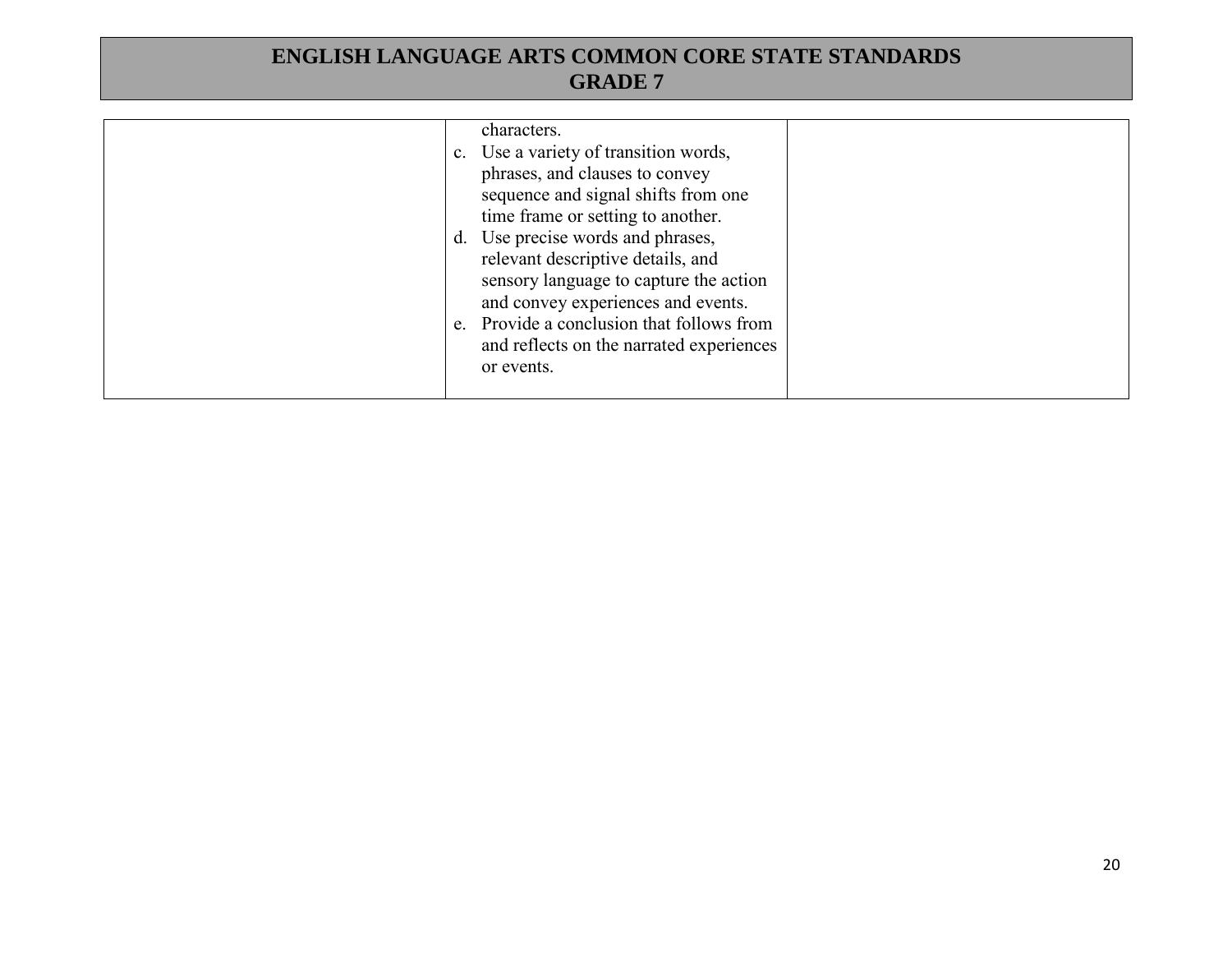# ENGLISH LANGUAGE ARTS COMMON CORE STATE STANDARDS
## GRADE 7

| | | |
|---|---|---|
| | characters.<br>c. Use a variety of transition words, phrases, and clauses to convey sequence and signal shifts from one time frame or setting to another.<br>d. Use precise words and phrases, relevant descriptive details, and sensory language to capture the action and convey experiences and events.<br>e. Provide a conclusion that follows from and reflects on the narrated experiences or events. | |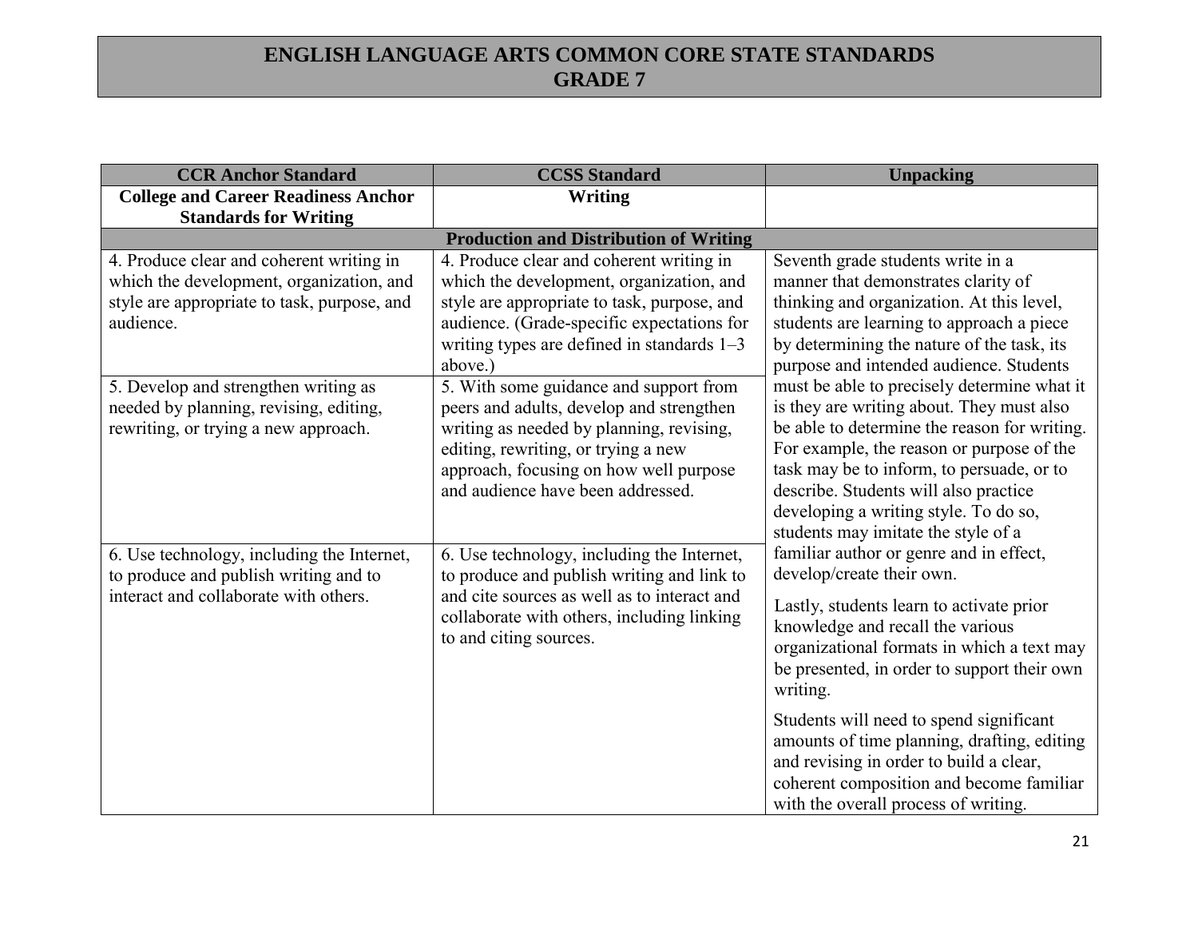# ENGLISH LANGUAGE ARTS COMMON CORE STATE STANDARDS
# GRADE 7

| CCR Anchor Standard | CCSS Standard | Unpacking |
|---|---|---|
| **College and Career Readiness Anchor Standards for Writing** | **Writing** | |
| | **Production and Distribution of Writing** | |
| 4. Produce clear and coherent writing in which the development, organization, and style are appropriate to task, purpose, and audience. | 4. Produce clear and coherent writing in which the development, organization, and style are appropriate to task, purpose, and audience. (Grade-specific expectations for writing types are defined in standards 1–3 above.) | Seventh grade students write in a manner that demonstrates clarity of thinking and organization. At this level, students are learning to approach a piece by determining the nature of the task, its purpose and intended audience. Students must be able to precisely determine what it is they are writing about. They must also be able to determine the reason for writing. For example, the reason or purpose of the task may be to inform, to persuade, or to describe. Students will also practice developing a writing style. To do so, students may imitate the style of a familiar author or genre and in effect, develop/create their own.<br><br>Lastly, students learn to activate prior knowledge and recall the various organizational formats in which a text may be presented, in order to support their own writing.<br><br>Students will need to spend significant amounts of time planning, drafting, editing and revising in order to build a clear, coherent composition and become familiar with the overall process of writing. |
| 5. Develop and strengthen writing as needed by planning, revising, editing, rewriting, or trying a new approach. | 5. With some guidance and support from peers and adults, develop and strengthen writing as needed by planning, revising, editing, rewriting, or trying a new approach, focusing on how well purpose and audience have been addressed. | |
| 6. Use technology, including the Internet, to produce and publish writing and to interact and collaborate with others. | 6. Use technology, including the Internet, to produce and publish writing and link to and cite sources as well as to interact and collaborate with others, including linking to and citing sources. | |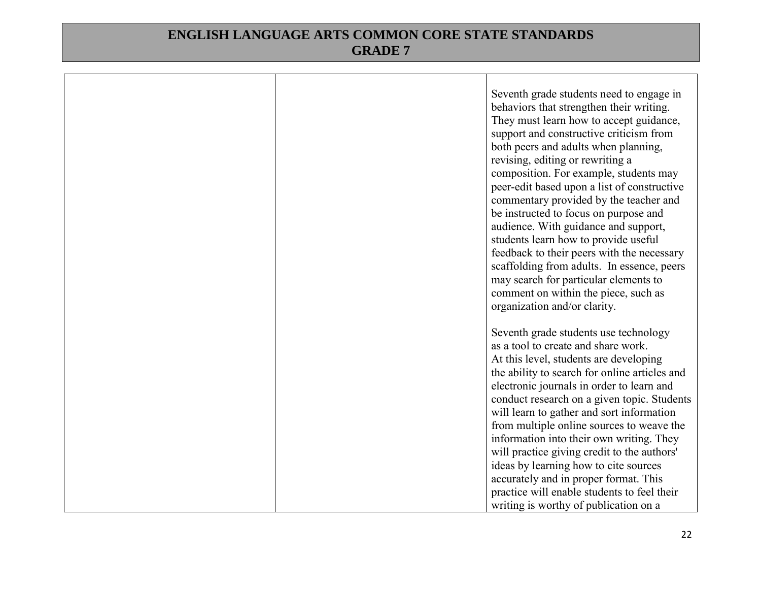# ENGLISH LANGUAGE ARTS COMMON CORE STATE STANDARDS
# GRADE 7

| | | |
|---|---|---|
| | | Seventh grade students need to engage in behaviors that strengthen their writing. They must learn how to accept guidance, support and constructive criticism from both peers and adults when planning, revising, editing or rewriting a composition. For example, students may peer-edit based upon a list of constructive commentary provided by the teacher and be instructed to focus on purpose and audience. With guidance and support, students learn how to provide useful feedback to their peers with the necessary scaffolding from adults. In essence, peers may search for particular elements to comment on within the piece, such as organization and/or clarity.<br><br>Seventh grade students use technology as a tool to create and share work. At this level, students are developing the ability to search for online articles and electronic journals in order to learn and conduct research on a given topic. Students will learn to gather and sort information from multiple online sources to weave the information into their own writing. They will practice giving credit to the authors' ideas by learning how to cite sources accurately and in proper format. This practice will enable students to feel their writing is worthy of publication on a |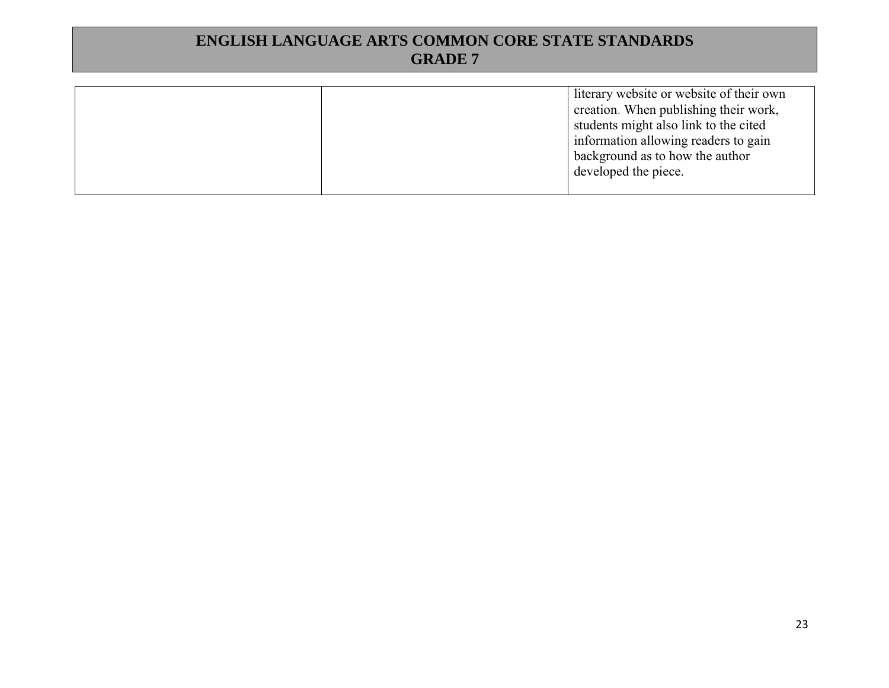| | | |
|---|---|---|
| | | literary website or website of their own creation. When publishing their work, students might also link to the cited information allowing readers to gain background as to how the author developed the piece. |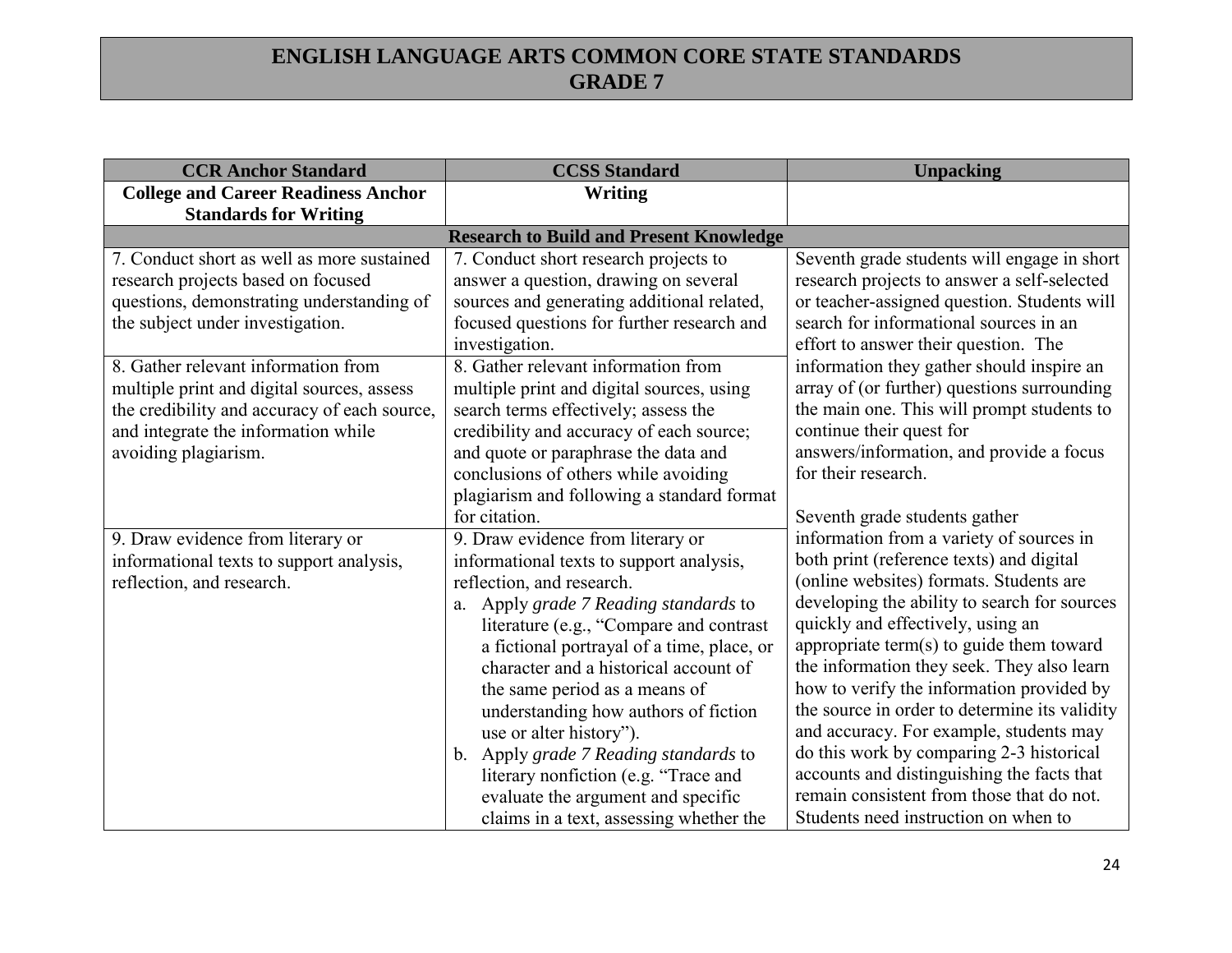# ENGLISH LANGUAGE ARTS COMMON CORE STATE STANDARDS
# GRADE 7

| CCR Anchor Standard | CCSS Standard | Unpacking |
|---|---|---|
| **College and Career Readiness Anchor Standards for Writing** | **Writing** | |
| | **Research to Build and Present Knowledge** | |
| 7. Conduct short as well as more sustained research projects based on focused questions, demonstrating understanding of the subject under investigation. | 7. Conduct short research projects to answer a question, drawing on several sources and generating additional related, focused questions for further research and investigation. | Seventh grade students will engage in short research projects to answer a self-selected or teacher-assigned question. Students will search for informational sources in an effort to answer their question. The information they gather should inspire an array of (or further) questions surrounding the main one. This will prompt students to continue their quest for answers/information, and provide a focus for their research.<br><br>Seventh grade students gather information from a variety of sources in both print (reference texts) and digital (online websites) formats. Students are developing the ability to search for sources quickly and effectively, using an appropriate term(s) to guide them toward the information they seek. They also learn how to verify the information provided by the source in order to determine its validity and accuracy. For example, students may do this work by comparing 2-3 historical accounts and distinguishing the facts that remain consistent from those that do not. Students need instruction on when to |
| 8. Gather relevant information from multiple print and digital sources, assess the credibility and accuracy of each source, and integrate the information while avoiding plagiarism. | 8. Gather relevant information from multiple print and digital sources, using search terms effectively; assess the credibility and accuracy of each source; and quote or paraphrase the data and conclusions of others while avoiding plagiarism and following a standard format for citation. | |
| 9. Draw evidence from literary or informational texts to support analysis, reflection, and research. | 9. Draw evidence from literary or informational texts to support analysis, reflection, and research.<br>a. Apply *grade 7 Reading standards* to literature (e.g., "Compare and contrast a fictional portrayal of a time, place, or character and a historical account of the same period as a means of understanding how authors of fiction use or alter history").<br>b. Apply *grade 7 Reading standards* to literary nonfiction (e.g. "Trace and evaluate the argument and specific claims in a text, assessing whether the | |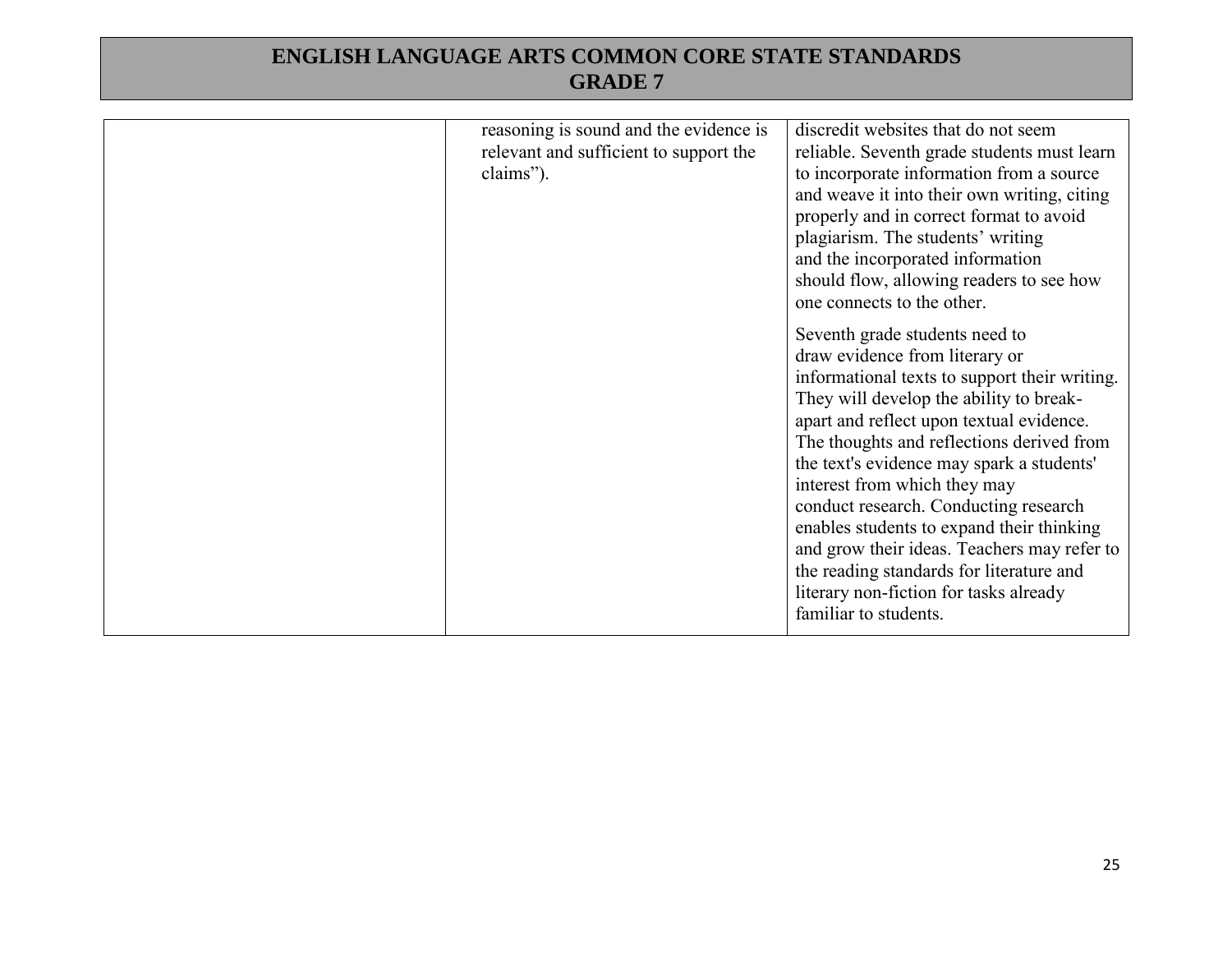| | | |
|---|---|---|
| | reasoning is sound and the evidence is relevant and sufficient to support the claims”). | discredit websites that do not seem reliable. Seventh grade students must learn to incorporate information from a source and weave it into their own writing, citing properly and in correct format to avoid plagiarism. The students’ writing and the incorporated information should flow, allowing readers to see how one connects to the other.<br><br>Seventh grade students need to draw evidence from literary or informational texts to support their writing. They will develop the ability to break-apart and reflect upon textual evidence. The thoughts and reflections derived from the text's evidence may spark a students' interest from which they may conduct research. Conducting research enables students to expand their thinking and grow their ideas. Teachers may refer to the reading standards for literature and literary non-fiction for tasks already familiar to students. |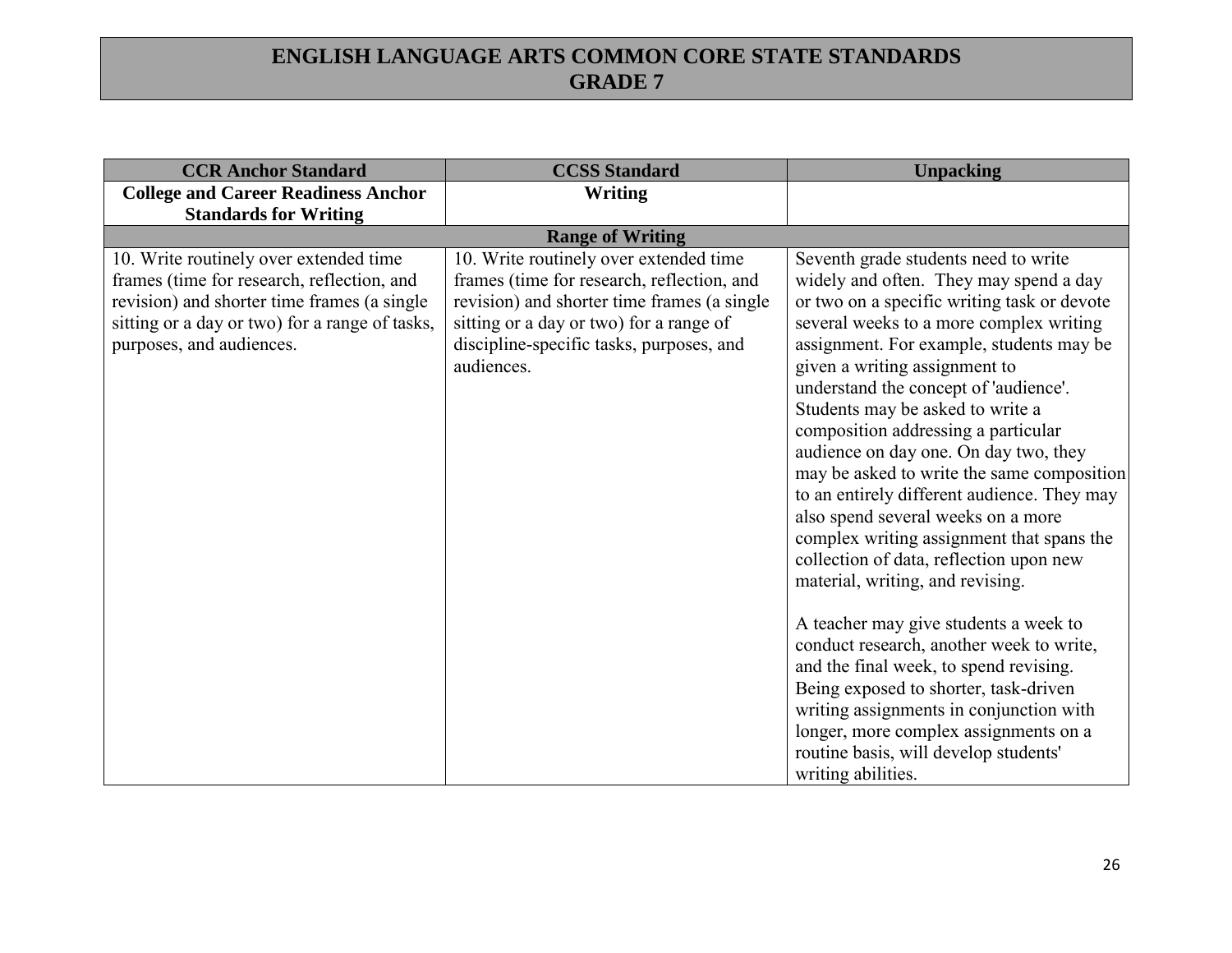# ENGLISH LANGUAGE ARTS COMMON CORE STATE STANDARDS
# GRADE 7

| CCR Anchor Standard | CCSS Standard | Unpacking |
|---|---|---|
| **College and Career Readiness Anchor Standards for Writing** | **Writing** | |
| | **Range of Writing** | |
| 10. Write routinely over extended time frames (time for research, reflection, and revision) and shorter time frames (a single sitting or a day or two) for a range of tasks, purposes, and audiences. | 10. Write routinely over extended time frames (time for research, reflection, and revision) and shorter time frames (a single sitting or a day or two) for a range of discipline-specific tasks, purposes, and audiences. | Seventh grade students need to write widely and often. They may spend a day or two on a specific writing task or devote several weeks to a more complex writing assignment. For example, students may be given a writing assignment to understand the concept of 'audience'. Students may be asked to write a composition addressing a particular audience on day one. On day two, they may be asked to write the same composition to an entirely different audience. They may also spend several weeks on a more complex writing assignment that spans the collection of data, reflection upon new material, writing, and revising.<br><br>A teacher may give students a week to conduct research, another week to write, and the final week, to spend revising. Being exposed to shorter, task-driven writing assignments in conjunction with longer, more complex assignments on a routine basis, will develop students' writing abilities. |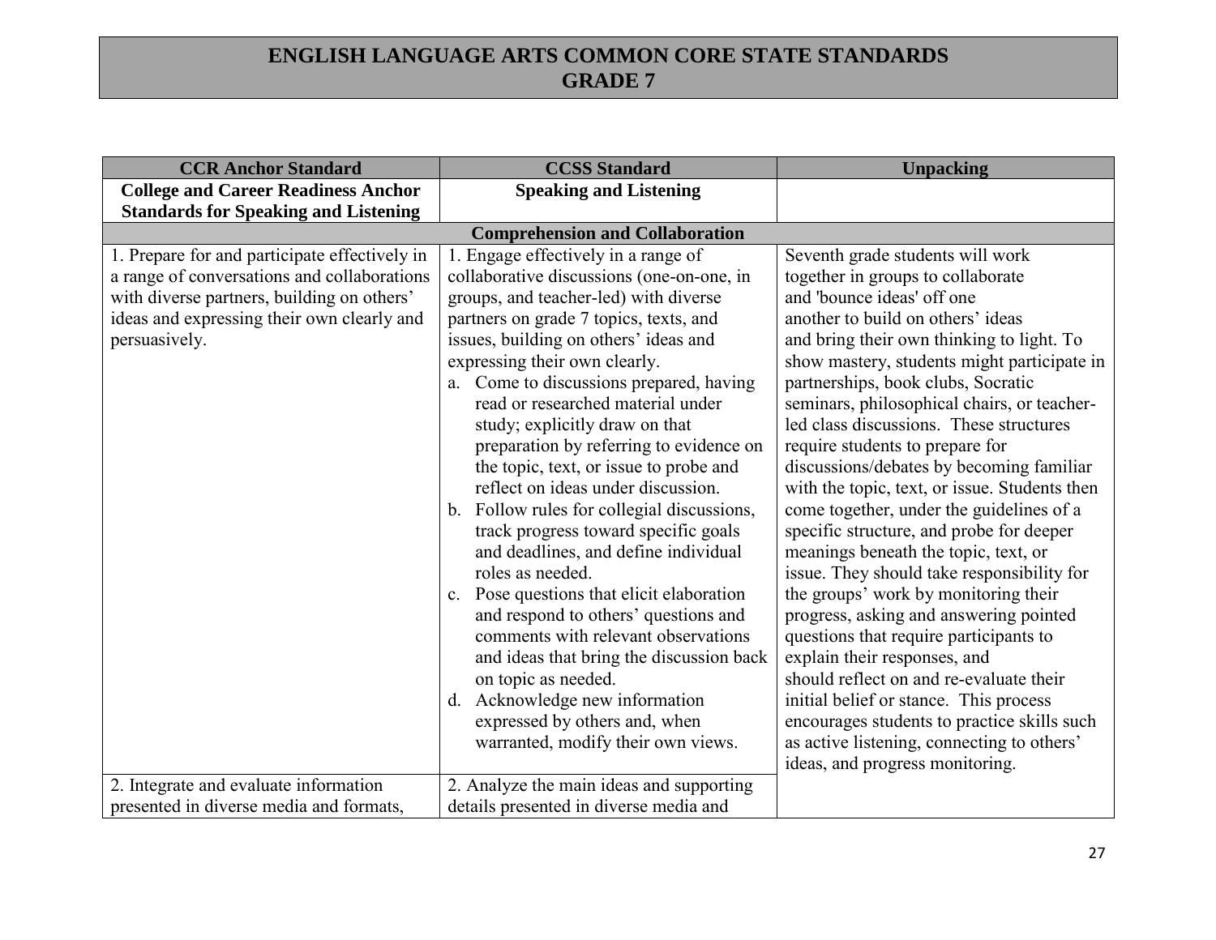# ENGLISH LANGUAGE ARTS COMMON CORE STATE STANDARDS
# GRADE 7

| CCR Anchor Standard | CCSS Standard | Unpacking |
|---|---|---|
| **College and Career Readiness Anchor Standards for Speaking and Listening** | **Speaking and Listening** | |
| **Comprehension and Collaboration** | | |
| 1. Prepare for and participate effectively in a range of conversations and collaborations with diverse partners, building on others' ideas and expressing their own clearly and persuasively. | 1. Engage effectively in a range of collaborative discussions (one-on-one, in groups, and teacher-led) with diverse partners on grade 7 topics, texts, and issues, building on others' ideas and expressing their own clearly.<br>a. Come to discussions prepared, having read or researched material under study; explicitly draw on that preparation by referring to evidence on the topic, text, or issue to probe and reflect on ideas under discussion.<br>b. Follow rules for collegial discussions, track progress toward specific goals and deadlines, and define individual roles as needed.<br>c. Pose questions that elicit elaboration and respond to others' questions and comments with relevant observations and ideas that bring the discussion back on topic as needed.<br>d. Acknowledge new information expressed by others and, when warranted, modify their own views. | Seventh grade students will work together in groups to collaborate and 'bounce ideas' off one another to build on others' ideas and bring their own thinking to light. To show mastery, students might participate in partnerships, book clubs, Socratic seminars, philosophical chairs, or teacher-led class discussions. These structures require students to prepare for discussions/debates by becoming familiar with the topic, text, or issue. Students then come together, under the guidelines of a specific structure, and probe for deeper meanings beneath the topic, text, or issue. They should take responsibility for the groups' work by monitoring their progress, asking and answering pointed questions that require participants to explain their responses, and should reflect on and re-evaluate their initial belief or stance. This process encourages students to practice skills such as active listening, connecting to others' ideas, and progress monitoring. |
| 2. Integrate and evaluate information presented in diverse media and formats, | 2. Analyze the main ideas and supporting details presented in diverse media and | |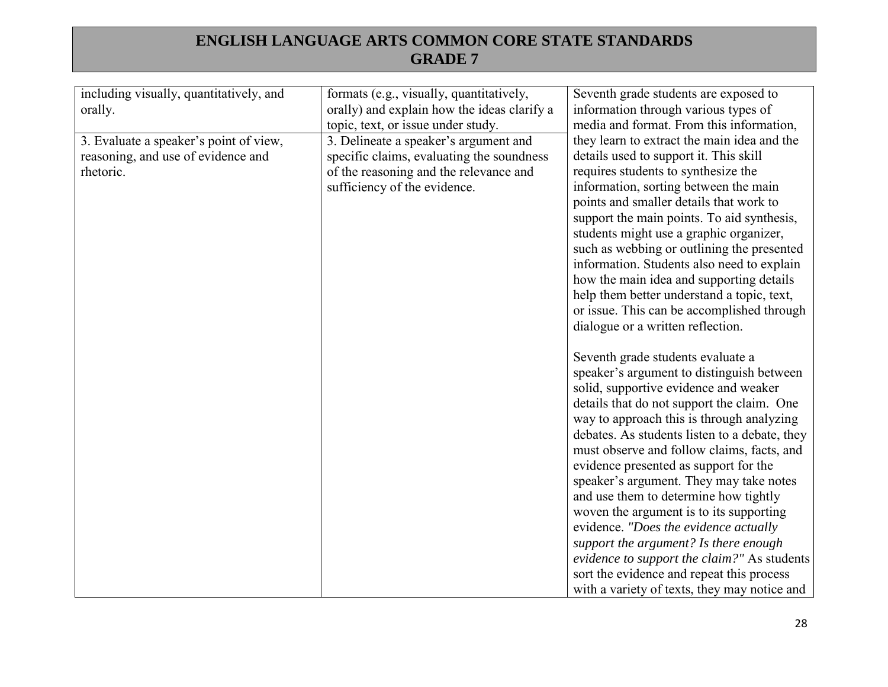# ENGLISH LANGUAGE ARTS COMMON CORE STATE STANDARDS
## GRADE 7

| | | |
|---|---|---|
| including visually, quantitatively, and orally. | formats (e.g., visually, quantitatively, orally) and explain how the ideas clarify a topic, text, or issue under study. | Seventh grade students are exposed to information through various types of media and format. From this information, they learn to extract the main idea and the details used to support it. This skill requires students to synthesize the information, sorting between the main points and smaller details that work to support the main points. To aid synthesis, students might use a graphic organizer, such as webbing or outlining the presented information. Students also need to explain how the main idea and supporting details help them better understand a topic, text, or issue. This can be accomplished through dialogue or a written reflection.<br><br>Seventh grade students evaluate a speaker's argument to distinguish between solid, supportive evidence and weaker details that do not support the claim. One way to approach this is through analyzing debates. As students listen to a debate, they must observe and follow claims, facts, and evidence presented as support for the speaker's argument. They may take notes and use them to determine how tightly woven the argument is to its supporting evidence. *"Does the evidence actually support the argument? Is there enough evidence to support the claim?"* As students sort the evidence and repeat this process with a variety of texts, they may notice and |
| 3. Evaluate a speaker's point of view, reasoning, and use of evidence and rhetoric. | 3. Delineate a speaker's argument and specific claims, evaluating the soundness of the reasoning and the relevance and sufficiency of the evidence. | |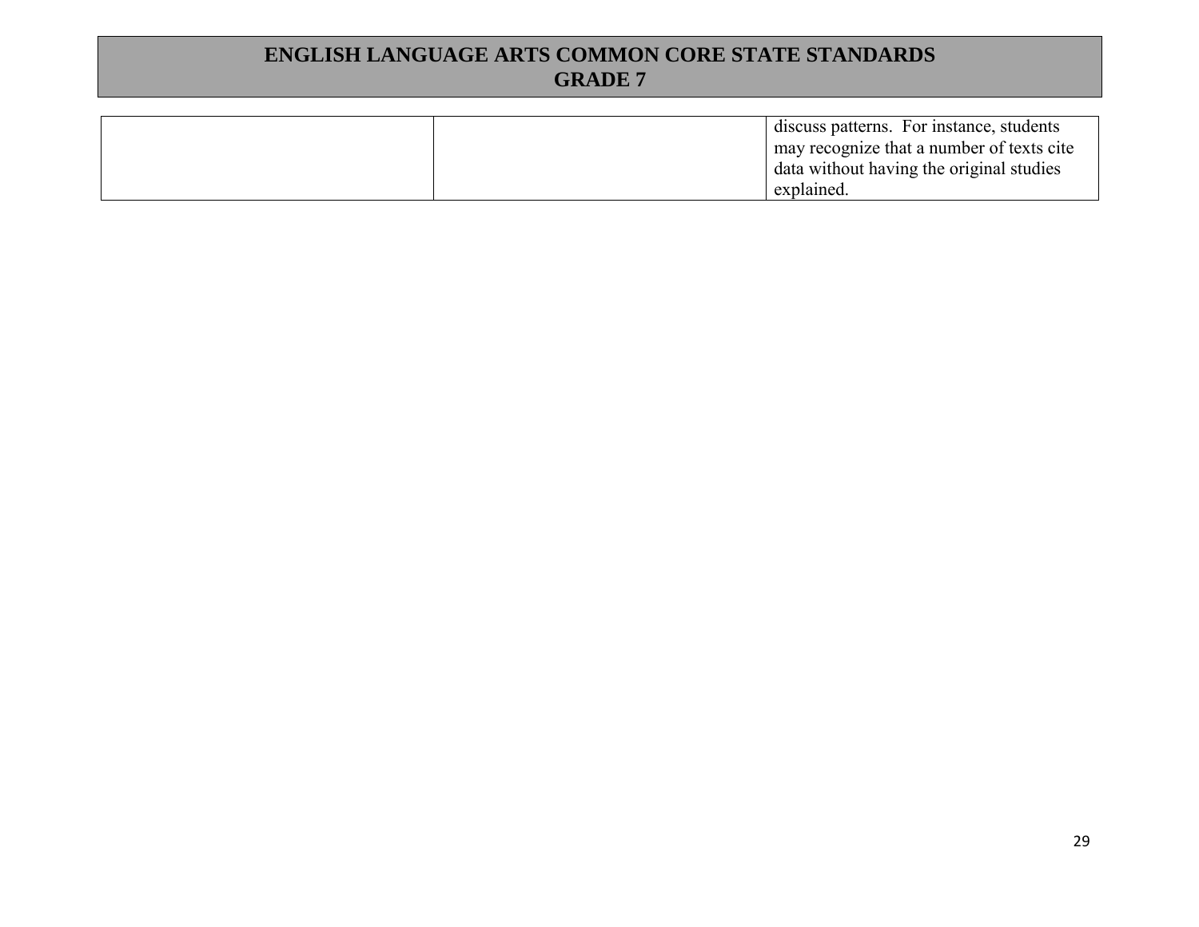| | | |
|---|---|---|
| | | discuss patterns. For instance, students may recognize that a number of texts cite data without having the original studies explained. |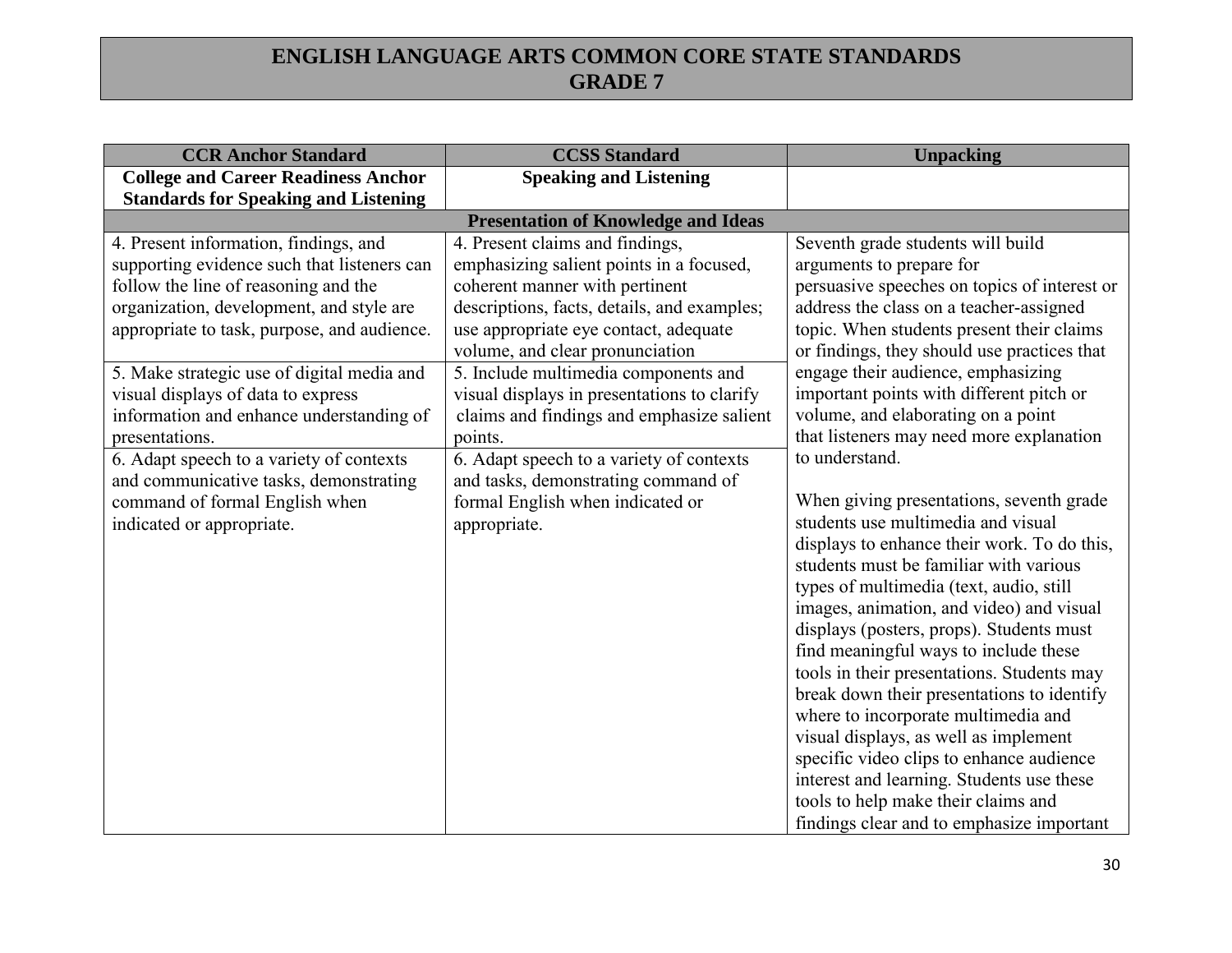# ENGLISH LANGUAGE ARTS COMMON CORE STATE STANDARDS
# GRADE 7

| CCR Anchor Standard | CCSS Standard | Unpacking |
|---|---|---|
| **College and Career Readiness Anchor Standards for Speaking and Listening** | **Speaking and Listening** | |
| **Presentation of Knowledge and Ideas** | | |
| 4. Present information, findings, and supporting evidence such that listeners can follow the line of reasoning and the organization, development, and style are appropriate to task, purpose, and audience. | 4. Present claims and findings, emphasizing salient points in a focused, coherent manner with pertinent descriptions, facts, details, and examples; use appropriate eye contact, adequate volume, and clear pronunciation | Seventh grade students will build arguments to prepare for persuasive speeches on topics of interest or address the class on a teacher-assigned topic. When students present their claims or findings, they should use practices that engage their audience, emphasizing important points with different pitch or volume, and elaborating on a point that listeners may need more explanation to understand.<br><br>When giving presentations, seventh grade students use multimedia and visual displays to enhance their work. To do this, students must be familiar with various types of multimedia (text, audio, still images, animation, and video) and visual displays (posters, props). Students must find meaningful ways to include these tools in their presentations. Students may break down their presentations to identify where to incorporate multimedia and visual displays, as well as implement specific video clips to enhance audience interest and learning. Students use these tools to help make their claims and findings clear and to emphasize important |
| 5. Make strategic use of digital media and visual displays of data to express information and enhance understanding of presentations. | 5. Include multimedia components and visual displays in presentations to clarify claims and findings and emphasize salient points. | |
| 6. Adapt speech to a variety of contexts and communicative tasks, demonstrating command of formal English when indicated or appropriate. | 6. Adapt speech to a variety of contexts and tasks, demonstrating command of formal English when indicated or appropriate. | |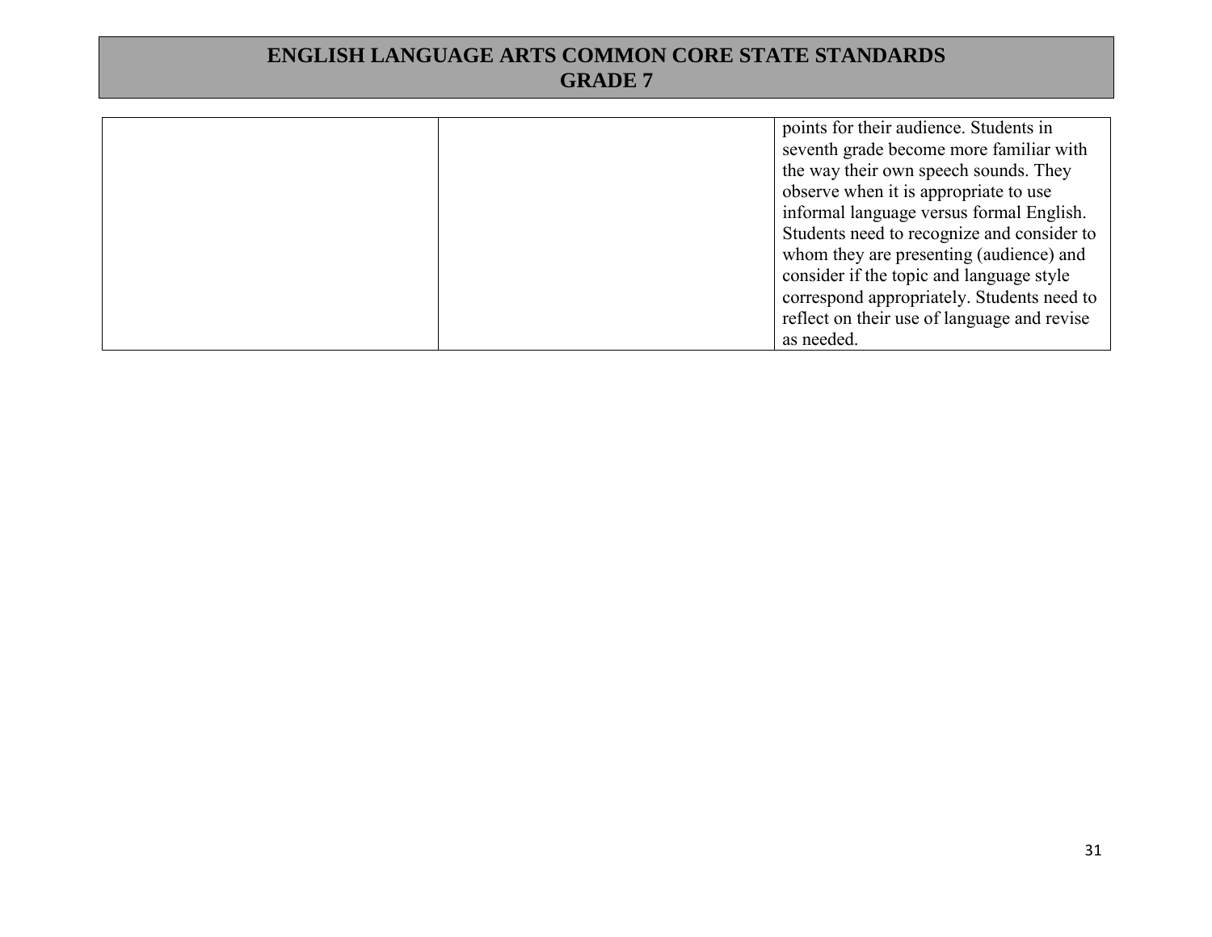|  |  |  |
|---|---|---|
|  |  | points for their audience. Students in seventh grade become more familiar with the way their own speech sounds. They observe when it is appropriate to use informal language versus formal English. Students need to recognize and consider to whom they are presenting (audience) and consider if the topic and language style correspond appropriately. Students need to reflect on their use of language and revise as needed. |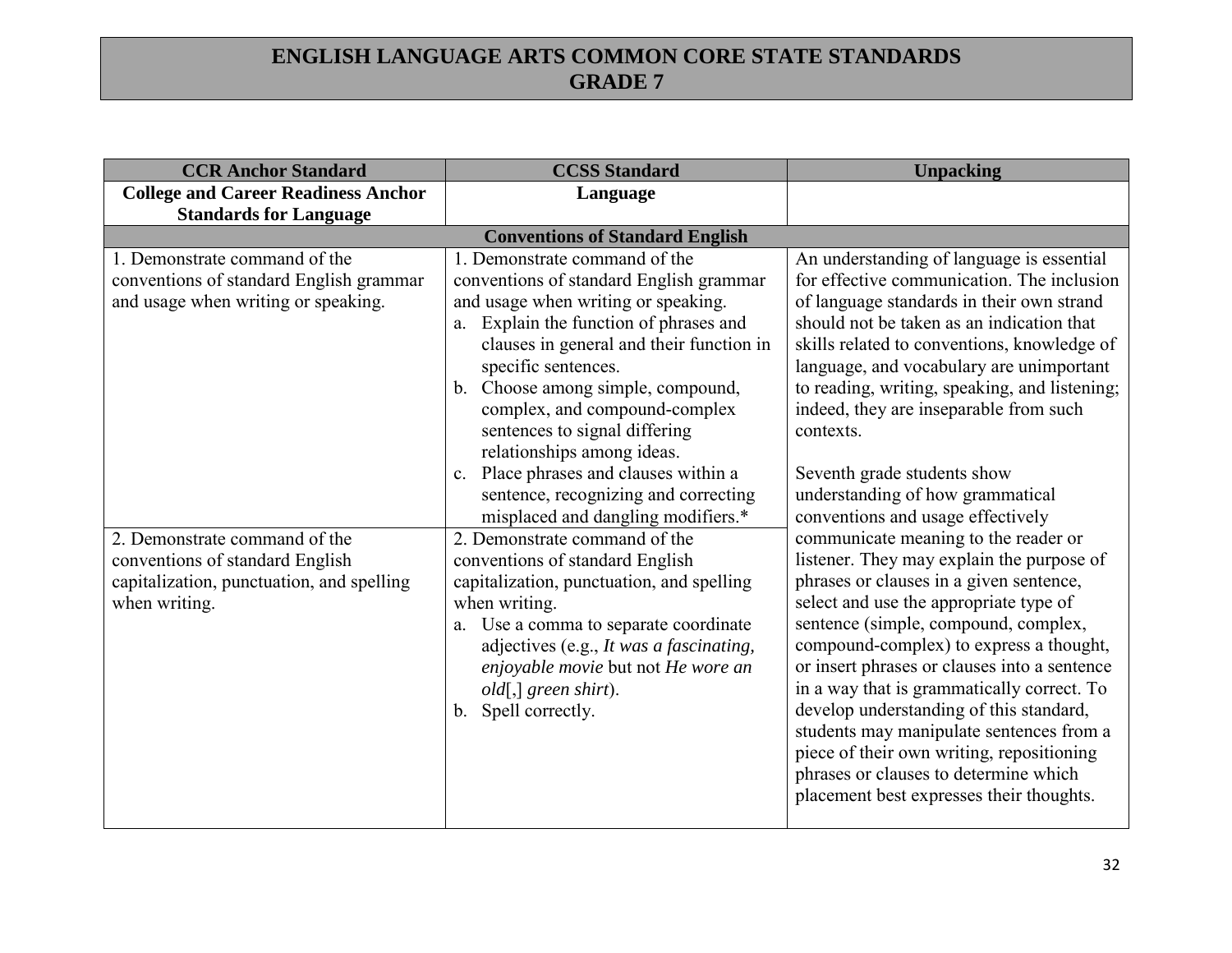# ENGLISH LANGUAGE ARTS COMMON CORE STATE STANDARDS
# GRADE 7

| CCR Anchor Standard | CCSS Standard | Unpacking |
| --- | --- | --- |
| **College and Career Readiness Anchor Standards for Language** | **Language** | |
| | **Conventions of Standard English** | |
| 1. Demonstrate command of the conventions of standard English grammar and usage when writing or speaking. | 1. Demonstrate command of the conventions of standard English grammar and usage when writing or speaking.<br>a. Explain the function of phrases and clauses in general and their function in specific sentences.<br>b. Choose among simple, compound, complex, and compound-complex sentences to signal differing relationships among ideas.<br>c. Place phrases and clauses within a sentence, recognizing and correcting misplaced and dangling modifiers.* | An understanding of language is essential for effective communication. The inclusion of language standards in their own strand should not be taken as an indication that skills related to conventions, knowledge of language, and vocabulary are unimportant to reading, writing, speaking, and listening; indeed, they are inseparable from such contexts.<br><br>Seventh grade students show understanding of how grammatical conventions and usage effectively communicate meaning to the reader or listener. They may explain the purpose of phrases or clauses in a given sentence, select and use the appropriate type of sentence (simple, compound, complex, compound-complex) to express a thought, or insert phrases or clauses into a sentence in a way that is grammatically correct. To develop understanding of this standard, students may manipulate sentences from a piece of their own writing, repositioning phrases or clauses to determine which placement best expresses their thoughts. |
| 2. Demonstrate command of the conventions of standard English capitalization, punctuation, and spelling when writing. | 2. Demonstrate command of the conventions of standard English capitalization, punctuation, and spelling when writing.<br>a. Use a comma to separate coordinate adjectives (e.g., *It was a fascinating, enjoyable movie* but not *He wore an old*[,] *green shirt*).<br>b. Spell correctly. | |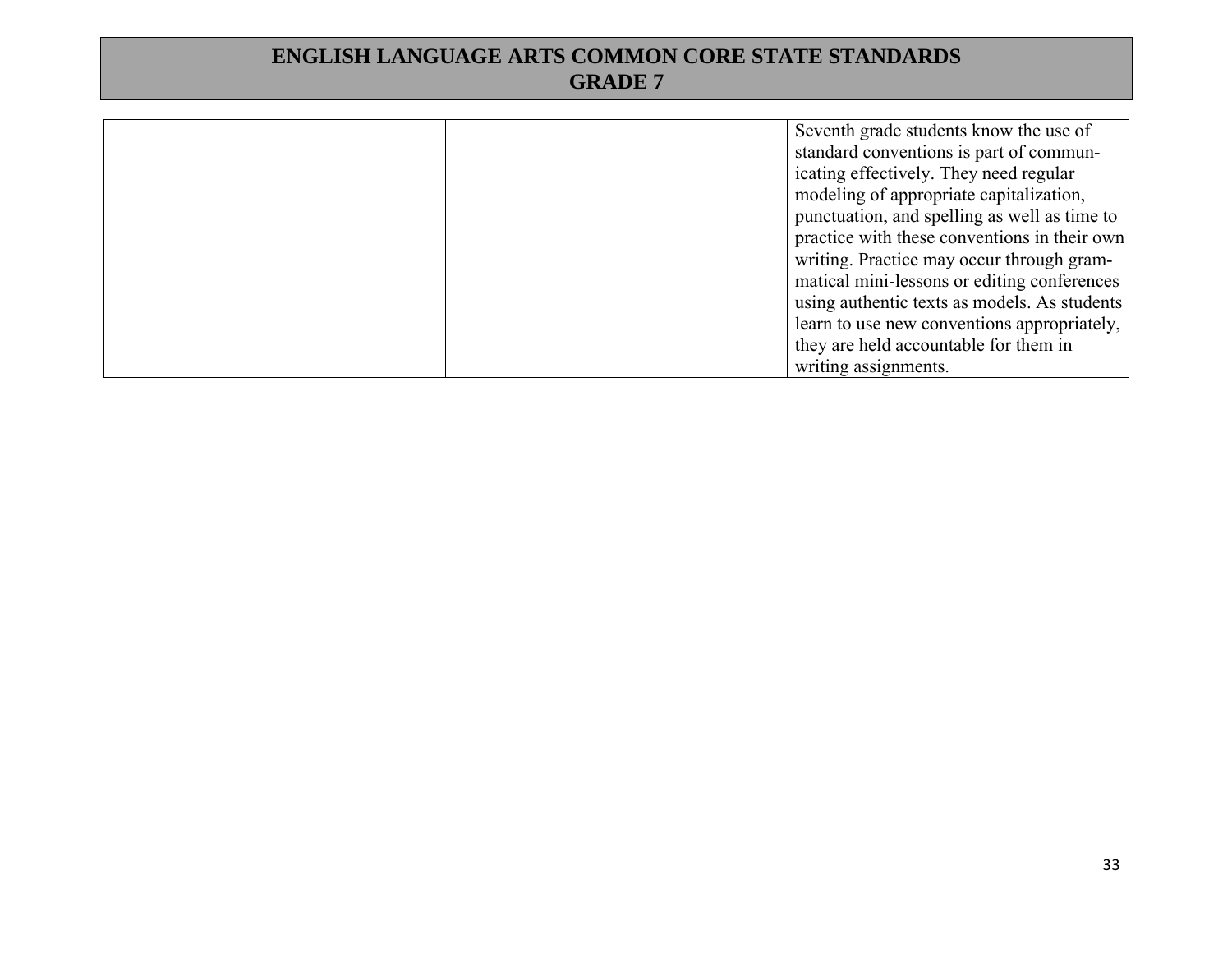# ENGLISH LANGUAGE ARTS COMMON CORE STATE STANDARDS
## GRADE 7

| | | |
|---|---|---|
| | | Seventh grade students know the use of standard conventions is part of communicating effectively. They need regular modeling of appropriate capitalization, punctuation, and spelling as well as time to practice with these conventions in their own writing. Practice may occur through grammatical mini-lessons or editing conferences using authentic texts as models. As students learn to use new conventions appropriately, they are held accountable for them in writing assignments. |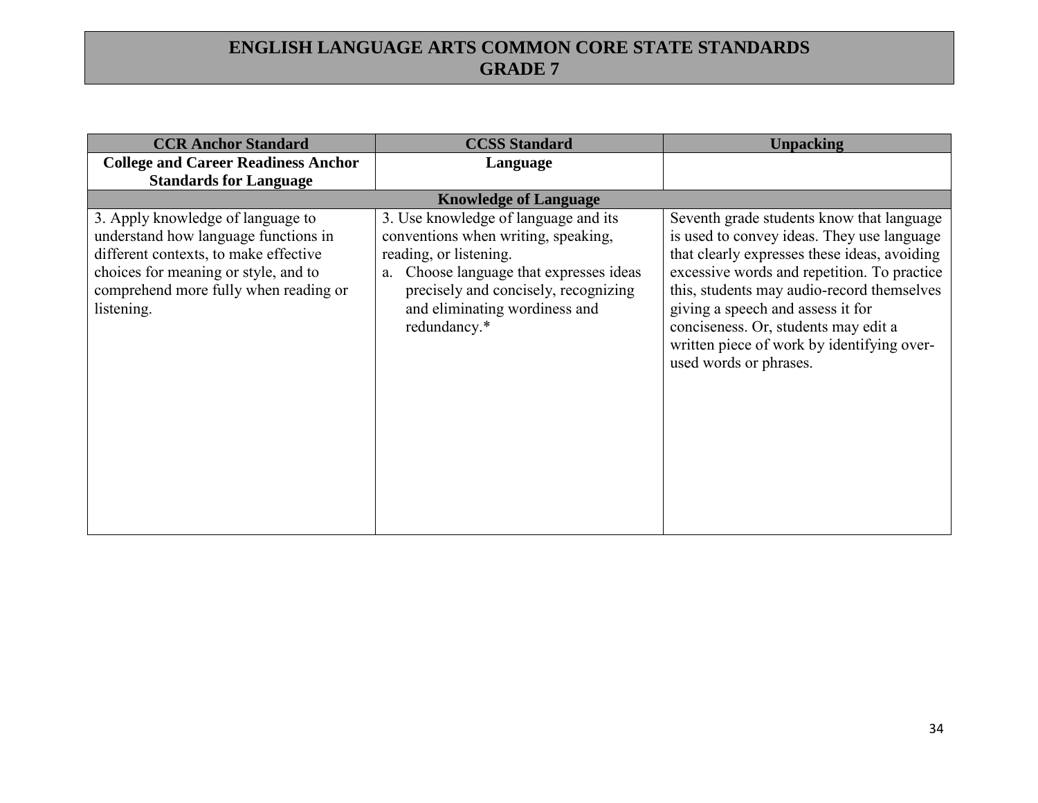# ENGLISH LANGUAGE ARTS COMMON CORE STATE STANDARDS
## GRADE 7

| CCR Anchor Standard | CCSS Standard | Unpacking |
|---|---|---|
| **College and Career Readiness Anchor Standards for Language** | **Language** | |
| | **Knowledge of Language** | |
| 3. Apply knowledge of language to understand how language functions in different contexts, to make effective choices for meaning or style, and to comprehend more fully when reading or listening. | 3. Use knowledge of language and its conventions when writing, speaking, reading, or listening.<br>a. Choose language that expresses ideas precisely and concisely, recognizing and eliminating wordiness and redundancy.* | Seventh grade students know that language is used to convey ideas. They use language that clearly expresses these ideas, avoiding excessive words and repetition. To practice this, students may audio-record themselves giving a speech and assess it for conciseness. Or, students may edit a written piece of work by identifying over-used words or phrases. |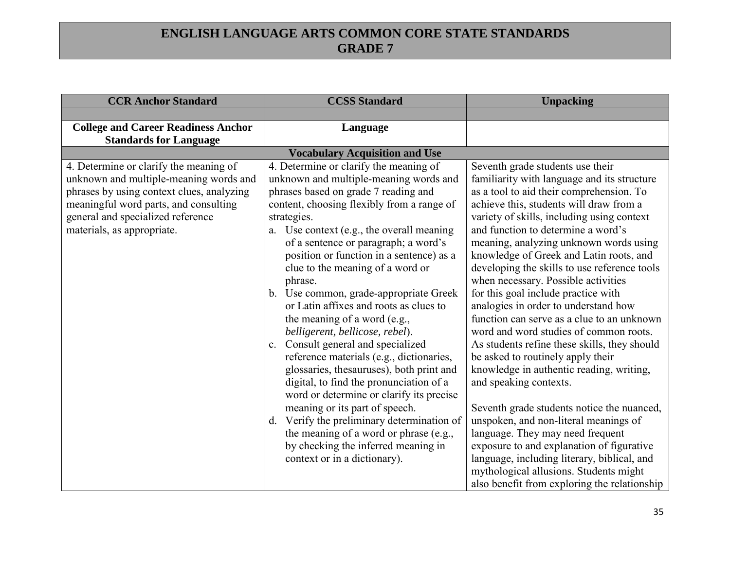# ENGLISH LANGUAGE ARTS COMMON CORE STATE STANDARDS
# GRADE 7

| CCR Anchor Standard | CCSS Standard | Unpacking |
|---|---|---|
| | | |
| **College and Career Readiness Anchor Standards for Language** | **Language** | |
| | **Vocabulary Acquisition and Use** | |
| 4. Determine or clarify the meaning of unknown and multiple-meaning words and phrases by using context clues, analyzing meaningful word parts, and consulting general and specialized reference materials, as appropriate. | 4. Determine or clarify the meaning of unknown and multiple-meaning words and phrases based on grade 7 reading and content, choosing flexibly from a range of strategies.<br>a. Use context (e.g., the overall meaning of a sentence or paragraph; a word's position or function in a sentence) as a clue to the meaning of a word or phrase.<br>b. Use common, grade-appropriate Greek or Latin affixes and roots as clues to the meaning of a word (e.g., *belligerent, bellicose, rebel*).<br>c. Consult general and specialized reference materials (e.g., dictionaries, glossaries, thesauruses), both print and digital, to find the pronunciation of a word or determine or clarify its precise meaning or its part of speech.<br>d. Verify the preliminary determination of the meaning of a word or phrase (e.g., by checking the inferred meaning in context or in a dictionary). | Seventh grade students use their familiarity with language and its structure as a tool to aid their comprehension. To achieve this, students will draw from a variety of skills, including using context and function to determine a word's meaning, analyzing unknown words using knowledge of Greek and Latin roots, and developing the skills to use reference tools when necessary. Possible activities for this goal include practice with analogies in order to understand how function can serve as a clue to an unknown word and word studies of common roots. As students refine these skills, they should be asked to routinely apply their knowledge in authentic reading, writing, and speaking contexts.<br><br>Seventh grade students notice the nuanced, unspoken, and non-literal meanings of language. They may need frequent exposure to and explanation of figurative language, including literary, biblical, and mythological allusions. Students might also benefit from exploring the relationship |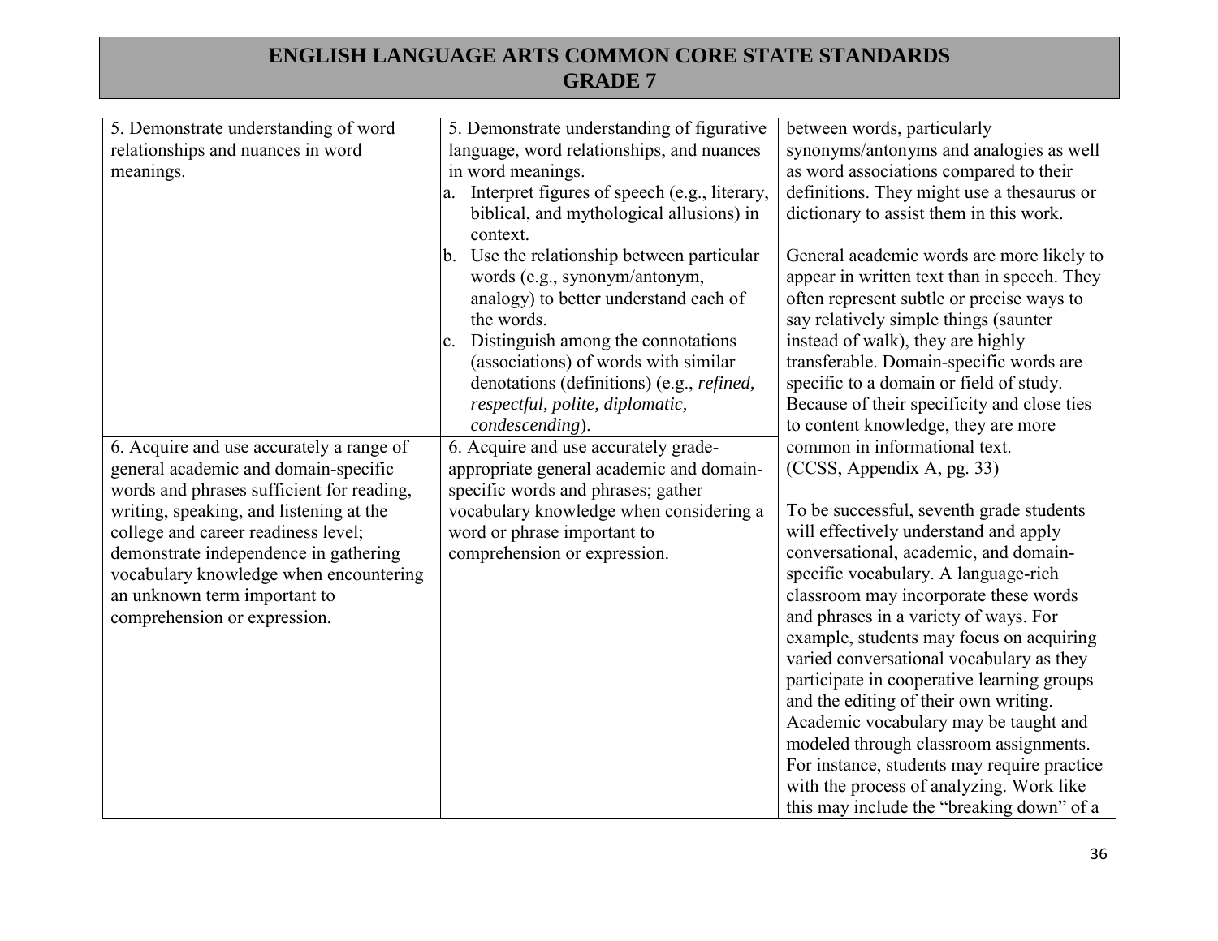# ENGLISH LANGUAGE ARTS COMMON CORE STATE STANDARDS
## GRADE 7

| | | |
|---|---|---|
| 5. Demonstrate understanding of word relationships and nuances in word meanings. | 5. Demonstrate understanding of figurative language, word relationships, and nuances in word meanings.<br>a. Interpret figures of speech (e.g., literary, biblical, and mythological allusions) in context.<br>b. Use the relationship between particular words (e.g., synonym/antonym, analogy) to better understand each of the words.<br>c. Distinguish among the connotations (associations) of words with similar denotations (definitions) (e.g., *refined, respectful, polite, diplomatic, condescending*). | between words, particularly synonyms/antonyms and analogies as well as word associations compared to their definitions. They might use a thesaurus or dictionary to assist them in this work.<br><br>General academic words are more likely to appear in written text than in speech. They often represent subtle or precise ways to say relatively simple things (saunter instead of walk), they are highly transferable. Domain-specific words are specific to a domain or field of study. Because of their specificity and close ties to content knowledge, they are more common in informational text. (CCSS, Appendix A, pg. 33)<br><br>To be successful, seventh grade students will effectively understand and apply conversational, academic, and domain-specific vocabulary. A language-rich classroom may incorporate these words and phrases in a variety of ways. For example, students may focus on acquiring varied conversational vocabulary as they participate in cooperative learning groups and the editing of their own writing. Academic vocabulary may be taught and modeled through classroom assignments. For instance, students may require practice with the process of analyzing. Work like this may include the "breaking down" of a |
| 6. Acquire and use accurately a range of general academic and domain-specific words and phrases sufficient for reading, writing, speaking, and listening at the college and career readiness level; demonstrate independence in gathering vocabulary knowledge when encountering an unknown term important to comprehension or expression. | 6. Acquire and use accurately grade-appropriate general academic and domain-specific words and phrases; gather vocabulary knowledge when considering a word or phrase important to comprehension or expression. | |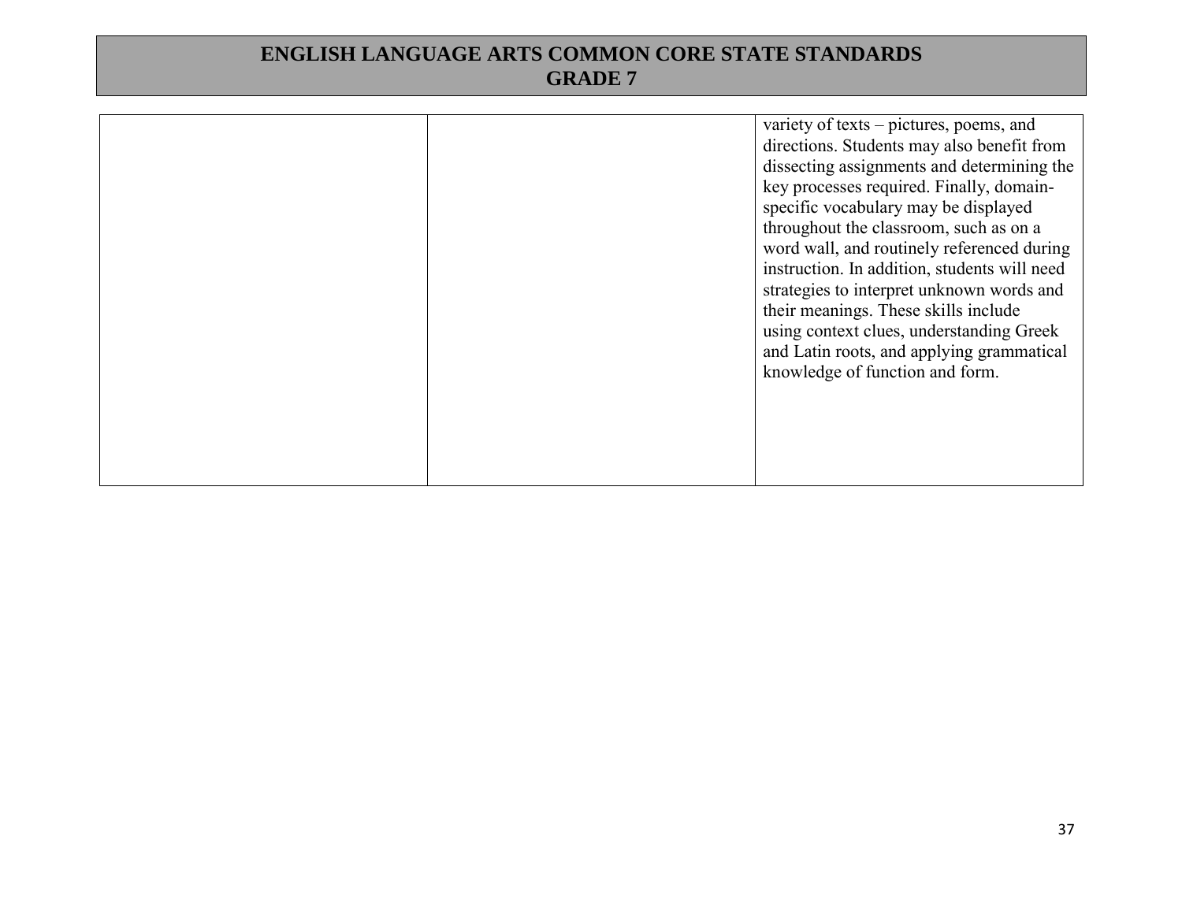| | | |
|---|---|---|
| | | variety of texts – pictures, poems, and directions. Students may also benefit from dissecting assignments and determining the key processes required. Finally, domain-specific vocabulary may be displayed throughout the classroom, such as on a word wall, and routinely referenced during instruction. In addition, students will need strategies to interpret unknown words and their meanings. These skills include using context clues, understanding Greek and Latin roots, and applying grammatical knowledge of function and form. |